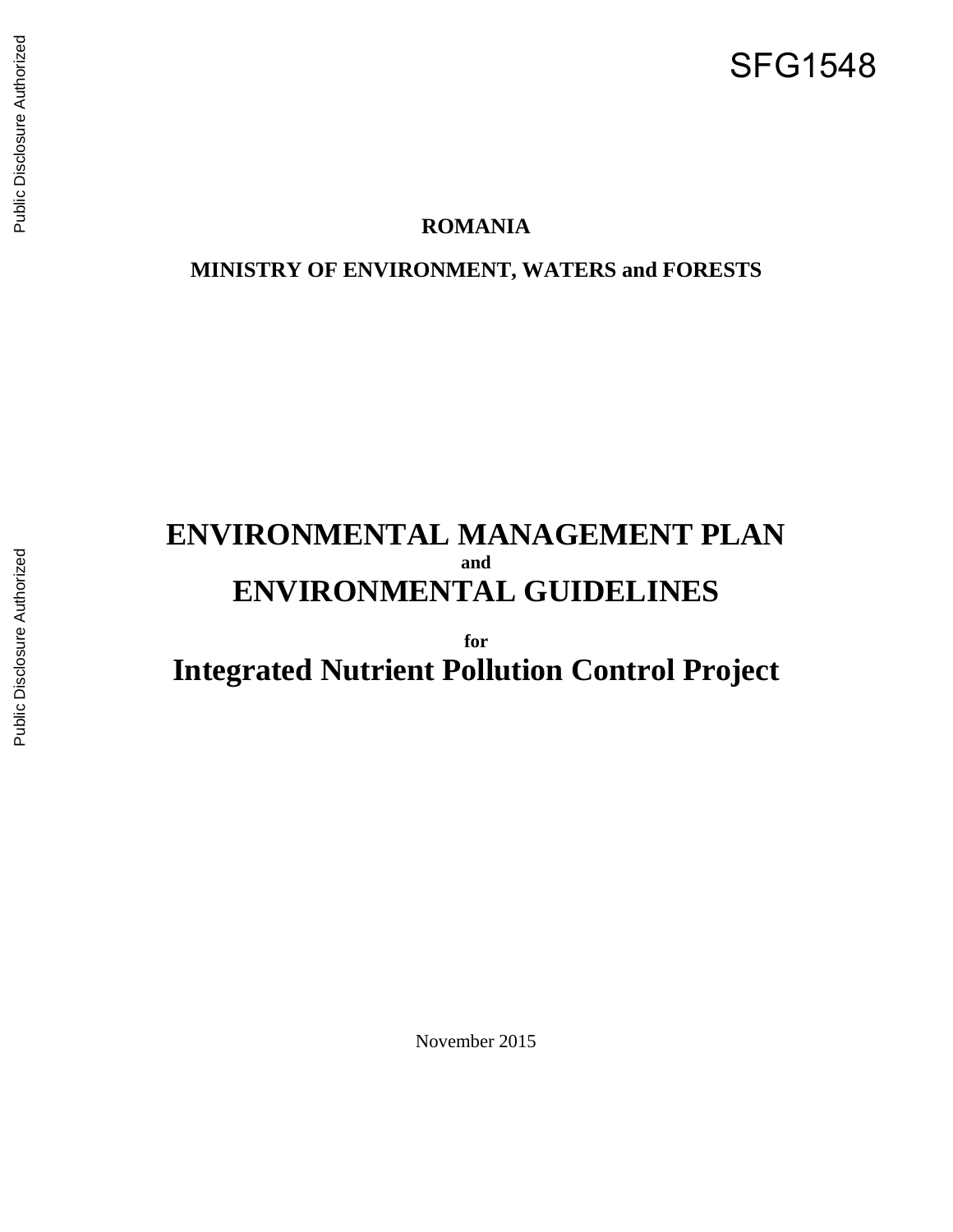SFG1548

**ROMANIA**

**MINISTRY OF ENVIRONMENT, WATERS and FORESTS**

# ENVIRONMENTAL MANAGEMENT PLAN

**and**

# ENVIRONMENTAL GUIDELINES

**for**

# Integrated Nutrient Pollution Control Project

November 2015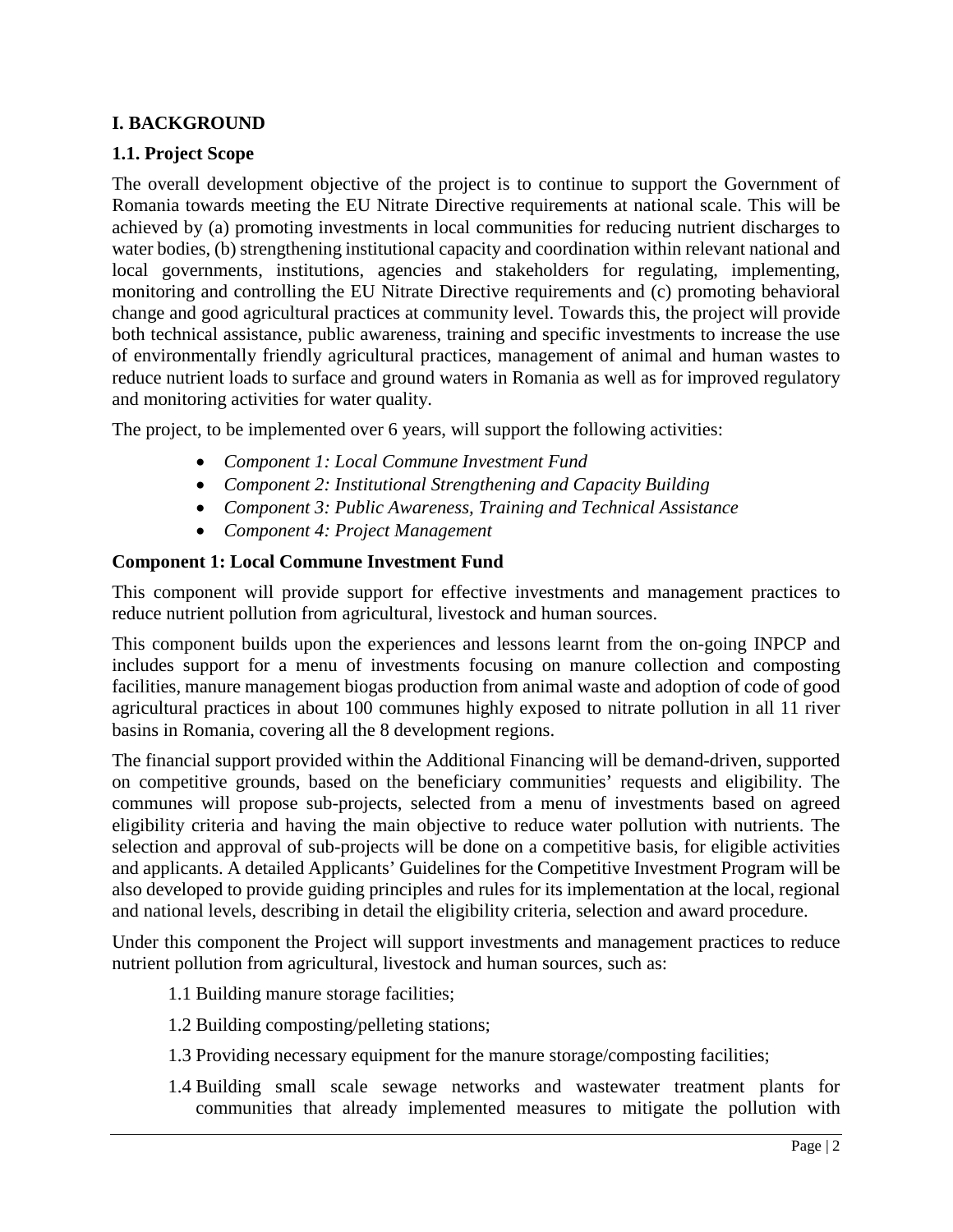## I. BACKGROUND

### 1.1. Project Scope

The overall development objective of the project is to continue to support the Government of Romania towards meeting the EU Nitrate Directive requirements at national scale. This will be achieved by (a) promoting investments in local communities for reducing nutrient discharges to water bodies, (b) strengthening institutional capacity and coordination within relevant national and local governments, institutions, agencies and stakeholders for regulating, implementing, monitoring and controlling the EU Nitrate Directive requirements and (c) promoting behavioral change and good agricultural practices at community level. Towards this, the project will provide both technical assistance, public awareness, training and specific investments to increase the use of environmentally friendly agricultural practices, management of animal and human wastes to reduce nutrient loads to surface and ground waters in Romania as well as for improved regulatory and monitoring activities for water quality.

The project, to be implemented over 6 years, will support the following activities:

- *Component 1: Local Commune Investment Fund*
- *Component 2: Institutional Strengthening and Capacity Building*
- *Component 3: Public Awareness, Training and Technical Assistance*
- *Component 4: Project Management*

**Component 1: Local Commune Investment Fund**

This component will provide support for effective investments and management practices to reduce nutrient pollution from agricultural, livestock and human sources.

This component builds upon the experiences and lessons learnt from the on-going INPCP and includes support for a menu of investments focusing on manure collection and composting facilities, manure management biogas production from animal waste and adoption of code of good agricultural practices in about 100 communes highly exposed to nitrate pollution in all 11 river basins in Romania, covering all the 8 development regions.

The financial support provided within the Additional Financing will be demand-driven, supported on competitive grounds, based on the beneficiary communities' requests and eligibility. The communes will propose sub-projects, selected from a menu of investments based on agreed eligibility criteria and having the main objective to reduce water pollution with nutrients. The selection and approval of sub-projects will be done on a competitive basis, for eligible activities and applicants. A detailed Applicants' Guidelines for the Competitive Investment Program will be also developed to provide guiding principles and rules for its implementation at the local, regional and national levels, describing in detail the eligibility criteria, selection and award procedure.

Under this component the Project will support investments and management practices to reduce nutrient pollution from agricultural, livestock and human sources, such as:

1.1 Building manure storage facilities;

1.2 Building composting/pelleting stations;

1.3 Providing necessary equipment for the manure storage/composting facilities;

1.4 Building small scale sewage networks and wastewater treatment plants for communities that already implemented measures to mitigate the pollution with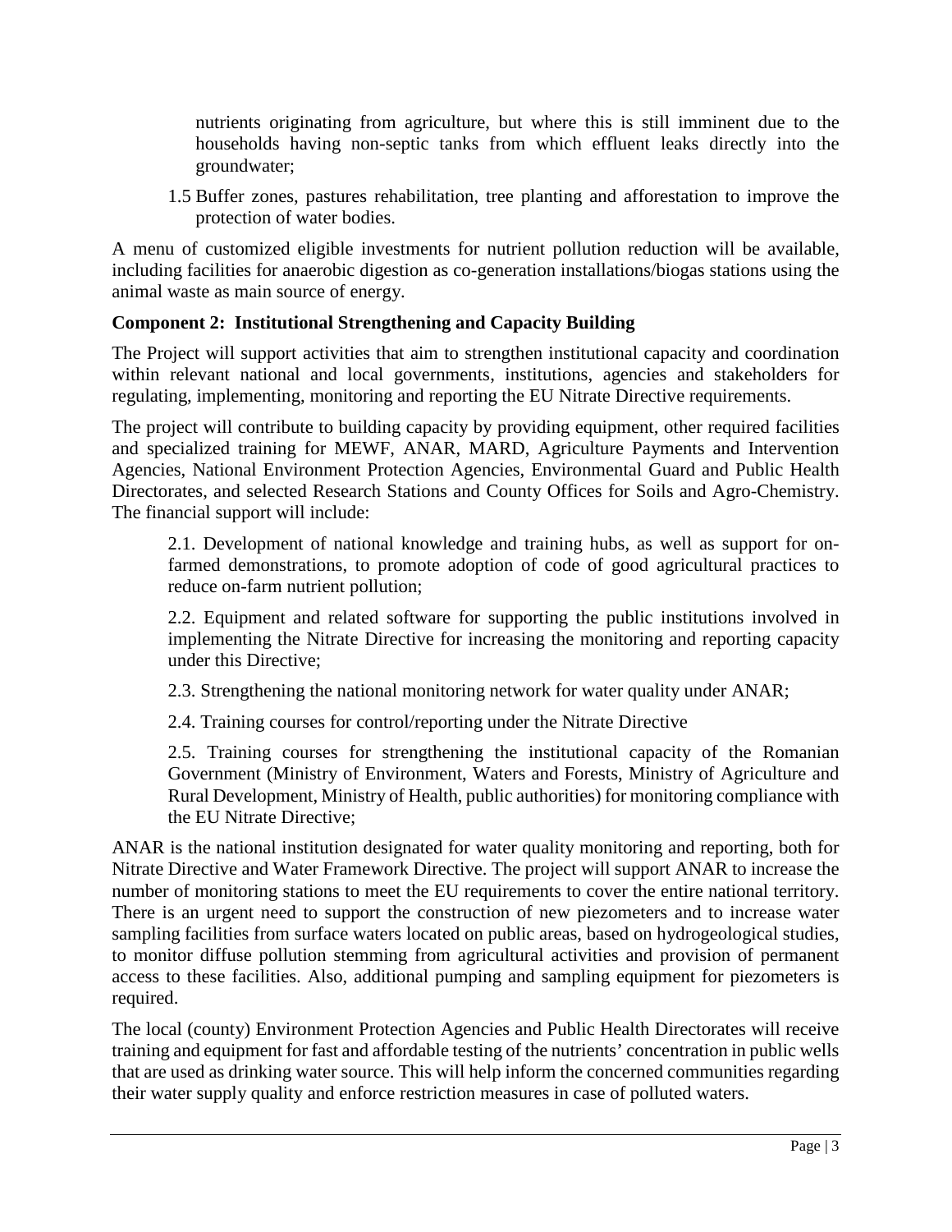nutrients originating from agriculture, but where this is still imminent due to the households having non-septic tanks from which effluent leaks directly into the groundwater;

1.5 Buffer zones, pastures rehabilitation, tree planting and afforestation to improve the protection of water bodies.

A menu of customized eligible investments for nutrient pollution reduction will be available, including facilities for anaerobic digestion as co-generation installations/biogas stations using the animal waste as main source of energy.

**Component 2: Institutional Strengthening and Capacity Building**

The Project will support activities that aim to strengthen institutional capacity and coordination within relevant national and local governments, institutions, agencies and stakeholders for regulating, implementing, monitoring and reporting the EU Nitrate Directive requirements.

The project will contribute to building capacity by providing equipment, other required facilities and specialized training for MEWF, ANAR, MARD, Agriculture Payments and Intervention Agencies, National Environment Protection Agencies, Environmental Guard and Public Health Directorates, and selected Research Stations and County Offices for Soils and Agro-Chemistry. The financial support will include:

2.1. Development of national knowledge and training hubs, as well as support for on-farmed demonstrations, to promote adoption of code of good agricultural practices to reduce on-farm nutrient pollution;

2.2. Equipment and related software for supporting the public institutions involved in implementing the Nitrate Directive for increasing the monitoring and reporting capacity under this Directive;

2.3. Strengthening the national monitoring network for water quality under ANAR;

2.4. Training courses for control/reporting under the Nitrate Directive

2.5. Training courses for strengthening the institutional capacity of the Romanian Government (Ministry of Environment, Waters and Forests, Ministry of Agriculture and Rural Development, Ministry of Health, public authorities) for monitoring compliance with the EU Nitrate Directive;

ANAR is the national institution designated for water quality monitoring and reporting, both for Nitrate Directive and Water Framework Directive. The project will support ANAR to increase the number of monitoring stations to meet the EU requirements to cover the entire national territory. There is an urgent need to support the construction of new piezometers and to increase water sampling facilities from surface waters located on public areas, based on hydrogeological studies, to monitor diffuse pollution stemming from agricultural activities and provision of permanent access to these facilities. Also, additional pumping and sampling equipment for piezometers is required.

The local (county) Environment Protection Agencies and Public Health Directorates will receive training and equipment for fast and affordable testing of the nutrients' concentration in public wells that are used as drinking water source. This will help inform the concerned communities regarding their water supply quality and enforce restriction measures in case of polluted waters.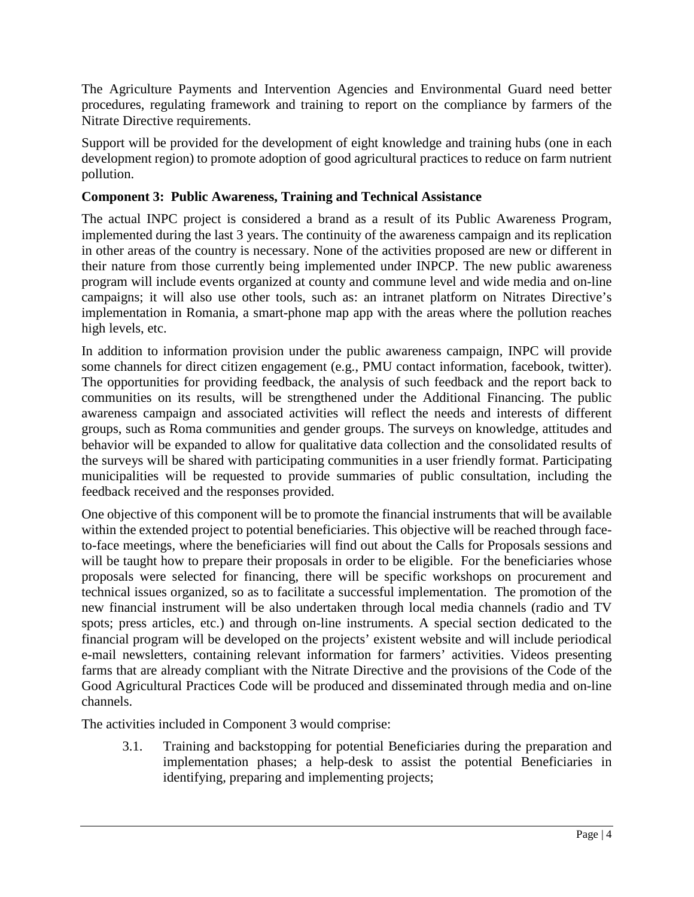The Agriculture Payments and Intervention Agencies and Environmental Guard need better procedures, regulating framework and training to report on the compliance by farmers of the Nitrate Directive requirements.

Support will be provided for the development of eight knowledge and training hubs (one in each development region) to promote adoption of good agricultural practices to reduce on farm nutrient pollution.

### Component 3: Public Awareness, Training and Technical Assistance

The actual INPC project is considered a brand as a result of its Public Awareness Program, implemented during the last 3 years. The continuity of the awareness campaign and its replication in other areas of the country is necessary. None of the activities proposed are new or different in their nature from those currently being implemented under INPCP. The new public awareness program will include events organized at county and commune level and wide media and on-line campaigns; it will also use other tools, such as: an intranet platform on Nitrates Directive's implementation in Romania, a smart-phone map app with the areas where the pollution reaches high levels, etc.

In addition to information provision under the public awareness campaign, INPC will provide some channels for direct citizen engagement (e.g., PMU contact information, facebook, twitter). The opportunities for providing feedback, the analysis of such feedback and the report back to communities on its results, will be strengthened under the Additional Financing. The public awareness campaign and associated activities will reflect the needs and interests of different groups, such as Roma communities and gender groups. The surveys on knowledge, attitudes and behavior will be expanded to allow for qualitative data collection and the consolidated results of the surveys will be shared with participating communities in a user friendly format. Participating municipalities will be requested to provide summaries of public consultation, including the feedback received and the responses provided.

One objective of this component will be to promote the financial instruments that will be available within the extended project to potential beneficiaries. This objective will be reached through face-to-face meetings, where the beneficiaries will find out about the Calls for Proposals sessions and will be taught how to prepare their proposals in order to be eligible. For the beneficiaries whose proposals were selected for financing, there will be specific workshops on procurement and technical issues organized, so as to facilitate a successful implementation. The promotion of the new financial instrument will be also undertaken through local media channels (radio and TV spots; press articles, etc.) and through on-line instruments. A special section dedicated to the financial program will be developed on the projects' existent website and will include periodical e-mail newsletters, containing relevant information for farmers' activities. Videos presenting farms that are already compliant with the Nitrate Directive and the provisions of the Code of the Good Agricultural Practices Code will be produced and disseminated through media and on-line channels.

The activities included in Component 3 would comprise:

3.1. Training and backstopping for potential Beneficiaries during the preparation and implementation phases; a help-desk to assist the potential Beneficiaries in identifying, preparing and implementing projects;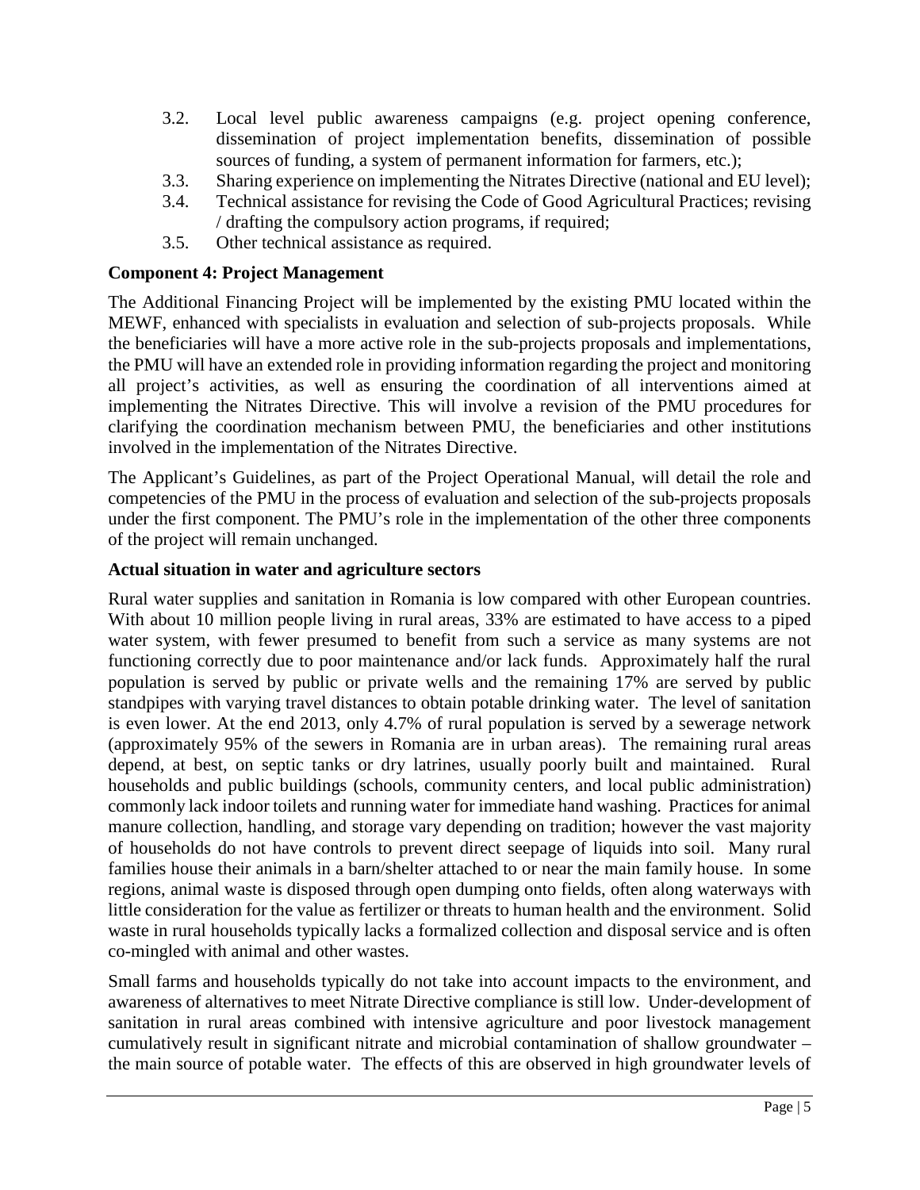3.2. Local level public awareness campaigns (e.g. project opening conference, dissemination of project implementation benefits, dissemination of possible sources of funding, a system of permanent information for farmers, etc.);
3.3. Sharing experience on implementing the Nitrates Directive (national and EU level);
3.4. Technical assistance for revising the Code of Good Agricultural Practices; revising / drafting the compulsory action programs, if required;
3.5. Other technical assistance as required.

**Component 4: Project Management**

The Additional Financing Project will be implemented by the existing PMU located within the MEWF, enhanced with specialists in evaluation and selection of sub-projects proposals. While the beneficiaries will have a more active role in the sub-projects proposals and implementations, the PMU will have an extended role in providing information regarding the project and monitoring all project's activities, as well as ensuring the coordination of all interventions aimed at implementing the Nitrates Directive. This will involve a revision of the PMU procedures for clarifying the coordination mechanism between PMU, the beneficiaries and other institutions involved in the implementation of the Nitrates Directive.

The Applicant's Guidelines, as part of the Project Operational Manual, will detail the role and competencies of the PMU in the process of evaluation and selection of the sub-projects proposals under the first component. The PMU's role in the implementation of the other three components of the project will remain unchanged.

**Actual situation in water and agriculture sectors**

Rural water supplies and sanitation in Romania is low compared with other European countries. With about 10 million people living in rural areas, 33% are estimated to have access to a piped water system, with fewer presumed to benefit from such a service as many systems are not functioning correctly due to poor maintenance and/or lack funds. Approximately half the rural population is served by public or private wells and the remaining 17% are served by public standpipes with varying travel distances to obtain potable drinking water. The level of sanitation is even lower. At the end 2013, only 4.7% of rural population is served by a sewerage network (approximately 95% of the sewers in Romania are in urban areas). The remaining rural areas depend, at best, on septic tanks or dry latrines, usually poorly built and maintained. Rural households and public buildings (schools, community centers, and local public administration) commonly lack indoor toilets and running water for immediate hand washing. Practices for animal manure collection, handling, and storage vary depending on tradition; however the vast majority of households do not have controls to prevent direct seepage of liquids into soil. Many rural families house their animals in a barn/shelter attached to or near the main family house. In some regions, animal waste is disposed through open dumping onto fields, often along waterways with little consideration for the value as fertilizer or threats to human health and the environment. Solid waste in rural households typically lacks a formalized collection and disposal service and is often co-mingled with animal and other wastes.

Small farms and households typically do not take into account impacts to the environment, and awareness of alternatives to meet Nitrate Directive compliance is still low. Under-development of sanitation in rural areas combined with intensive agriculture and poor livestock management cumulatively result in significant nitrate and microbial contamination of shallow groundwater – the main source of potable water. The effects of this are observed in high groundwater levels of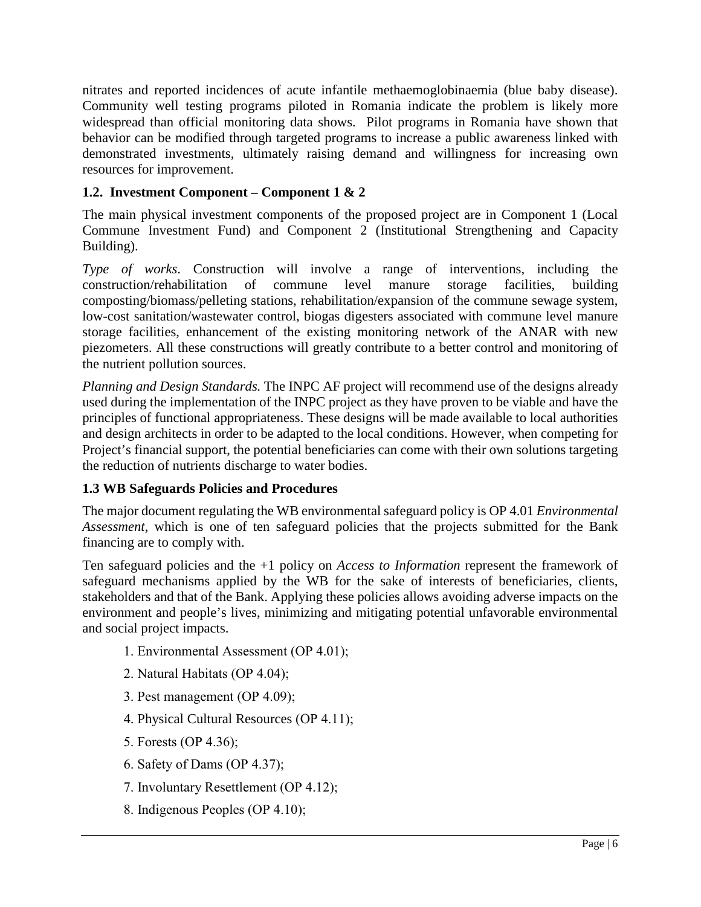nitrates and reported incidences of acute infantile methaemoglobinaemia (blue baby disease). Community well testing programs piloted in Romania indicate the problem is likely more widespread than official monitoring data shows. Pilot programs in Romania have shown that behavior can be modified through targeted programs to increase a public awareness linked with demonstrated investments, ultimately raising demand and willingness for increasing own resources for improvement.

### 1.2. Investment Component – Component 1 & 2

The main physical investment components of the proposed project are in Component 1 (Local Commune Investment Fund) and Component 2 (Institutional Strengthening and Capacity Building).

*Type of works*. Construction will involve a range of interventions, including the construction/rehabilitation of commune level manure storage facilities, building composting/biomass/pelleting stations, rehabilitation/expansion of the commune sewage system, low-cost sanitation/wastewater control, biogas digesters associated with commune level manure storage facilities, enhancement of the existing monitoring network of the ANAR with new piezometers. All these constructions will greatly contribute to a better control and monitoring of the nutrient pollution sources.

*Planning and Design Standards.* The INPC AF project will recommend use of the designs already used during the implementation of the INPC project as they have proven to be viable and have the principles of functional appropriateness. These designs will be made available to local authorities and design architects in order to be adapted to the local conditions. However, when competing for Project's financial support, the potential beneficiaries can come with their own solutions targeting the reduction of nutrients discharge to water bodies.

### 1.3 WB Safeguards Policies and Procedures

The major document regulating the WB environmental safeguard policy is OP 4.01 *Environmental Assessment*, which is one of ten safeguard policies that the projects submitted for the Bank financing are to comply with.

Ten safeguard policies and the +1 policy on *Access to Information* represent the framework of safeguard mechanisms applied by the WB for the sake of interests of beneficiaries, clients, stakeholders and that of the Bank. Applying these policies allows avoiding adverse impacts on the environment and people's lives, minimizing and mitigating potential unfavorable environmental and social project impacts.

1. Environmental Assessment (OP 4.01);
2. Natural Habitats (OP 4.04);
3. Pest management (OP 4.09);
4. Physical Cultural Resources (OP 4.11);
5. Forests (OP 4.36);
6. Safety of Dams (OP 4.37);
7. Involuntary Resettlement (OP 4.12);
8. Indigenous Peoples (OP 4.10);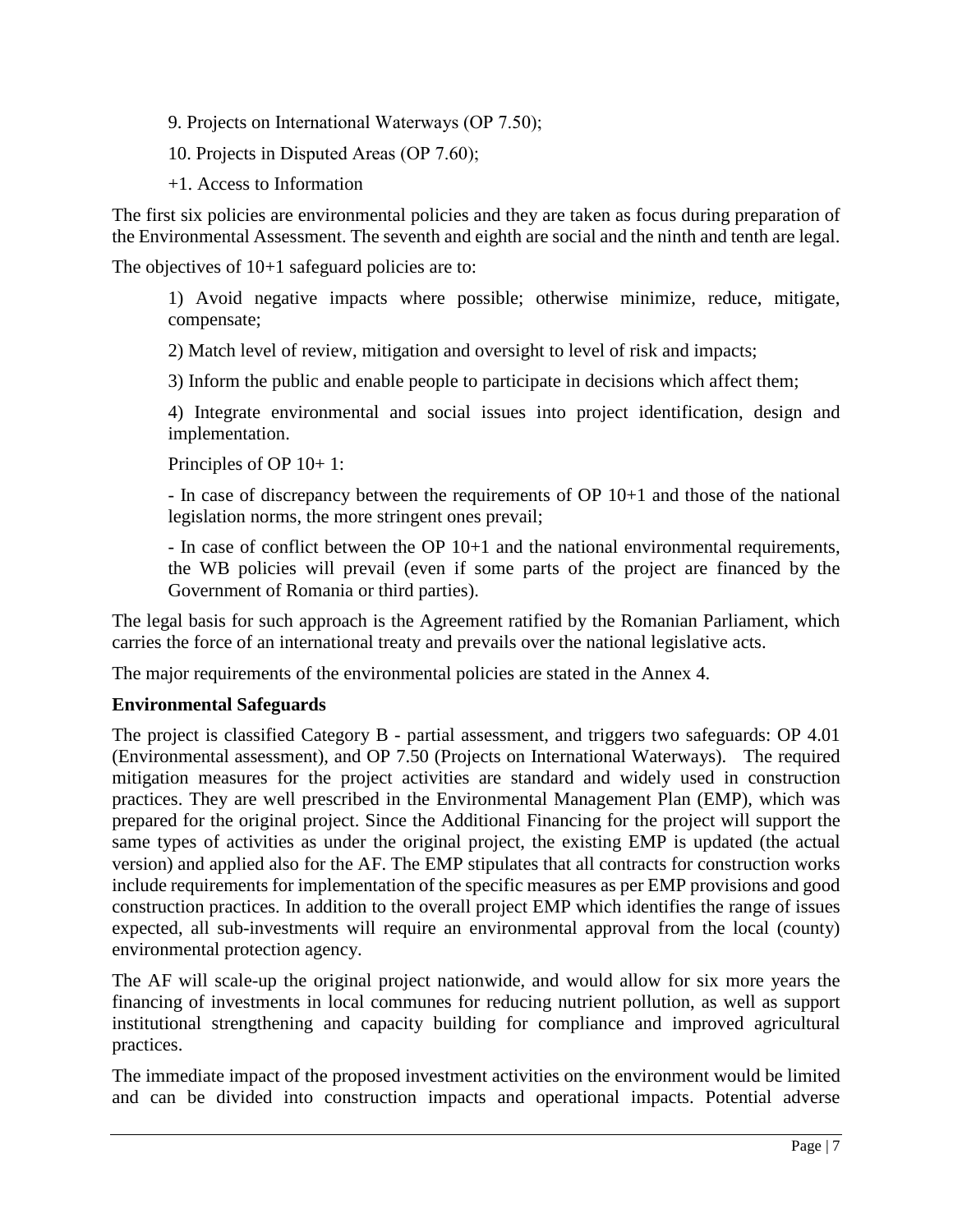9. Projects on International Waterways (OP 7.50);

10. Projects in Disputed Areas (OP 7.60);

+1. Access to Information

The first six policies are environmental policies and they are taken as focus during preparation of the Environmental Assessment. The seventh and eighth are social and the ninth and tenth are legal.

The objectives of 10+1 safeguard policies are to:

1) Avoid negative impacts where possible; otherwise minimize, reduce, mitigate, compensate;

2) Match level of review, mitigation and oversight to level of risk and impacts;

3) Inform the public and enable people to participate in decisions which affect them;

4) Integrate environmental and social issues into project identification, design and implementation.

Principles of OP 10+ 1:

- In case of discrepancy between the requirements of OP 10+1 and those of the national legislation norms, the more stringent ones prevail;

- In case of conflict between the OP 10+1 and the national environmental requirements, the WB policies will prevail (even if some parts of the project are financed by the Government of Romania or third parties).

The legal basis for such approach is the Agreement ratified by the Romanian Parliament, which carries the force of an international treaty and prevails over the national legislative acts.

The major requirements of the environmental policies are stated in the Annex 4.

**Environmental Safeguards**

The project is classified Category B - partial assessment, and triggers two safeguards: OP 4.01 (Environmental assessment), and OP 7.50 (Projects on International Waterways). The required mitigation measures for the project activities are standard and widely used in construction practices. They are well prescribed in the Environmental Management Plan (EMP), which was prepared for the original project. Since the Additional Financing for the project will support the same types of activities as under the original project, the existing EMP is updated (the actual version) and applied also for the AF. The EMP stipulates that all contracts for construction works include requirements for implementation of the specific measures as per EMP provisions and good construction practices. In addition to the overall project EMP which identifies the range of issues expected, all sub-investments will require an environmental approval from the local (county) environmental protection agency.

The AF will scale-up the original project nationwide, and would allow for six more years the financing of investments in local communes for reducing nutrient pollution, as well as support institutional strengthening and capacity building for compliance and improved agricultural practices.

The immediate impact of the proposed investment activities on the environment would be limited and can be divided into construction impacts and operational impacts. Potential adverse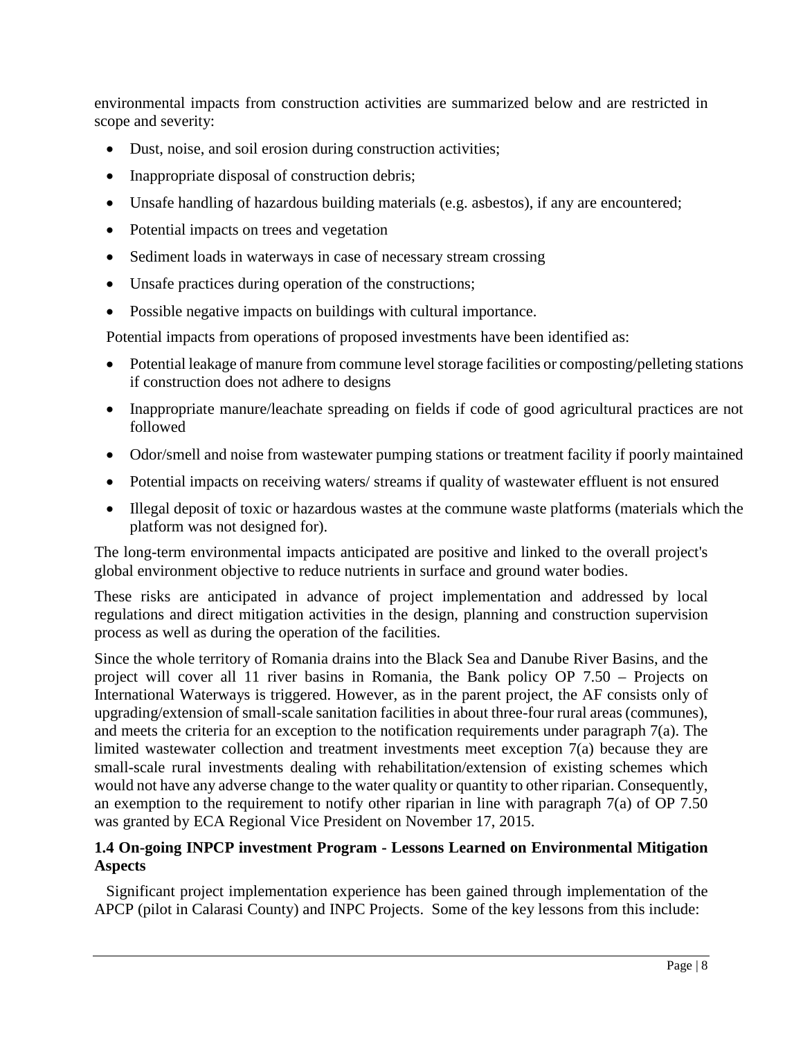environmental impacts from construction activities are summarized below and are restricted in scope and severity:

- Dust, noise, and soil erosion during construction activities;
- Inappropriate disposal of construction debris;
- Unsafe handling of hazardous building materials (e.g. asbestos), if any are encountered;
- Potential impacts on trees and vegetation
- Sediment loads in waterways in case of necessary stream crossing
- Unsafe practices during operation of the constructions;
- Possible negative impacts on buildings with cultural importance.

Potential impacts from operations of proposed investments have been identified as:

- Potential leakage of manure from commune level storage facilities or composting/pelleting stations if construction does not adhere to designs
- Inappropriate manure/leachate spreading on fields if code of good agricultural practices are not followed
- Odor/smell and noise from wastewater pumping stations or treatment facility if poorly maintained
- Potential impacts on receiving waters/ streams if quality of wastewater effluent is not ensured
- Illegal deposit of toxic or hazardous wastes at the commune waste platforms (materials which the platform was not designed for).

The long-term environmental impacts anticipated are positive and linked to the overall project's global environment objective to reduce nutrients in surface and ground water bodies.

These risks are anticipated in advance of project implementation and addressed by local regulations and direct mitigation activities in the design, planning and construction supervision process as well as during the operation of the facilities.

Since the whole territory of Romania drains into the Black Sea and Danube River Basins, and the project will cover all 11 river basins in Romania, the Bank policy OP 7.50 – Projects on International Waterways is triggered. However, as in the parent project, the AF consists only of upgrading/extension of small-scale sanitation facilities in about three-four rural areas (communes), and meets the criteria for an exception to the notification requirements under paragraph 7(a). The limited wastewater collection and treatment investments meet exception 7(a) because they are small-scale rural investments dealing with rehabilitation/extension of existing schemes which would not have any adverse change to the water quality or quantity to other riparian. Consequently, an exemption to the requirement to notify other riparian in line with paragraph 7(a) of OP 7.50 was granted by ECA Regional Vice President on November 17, 2015.

### 1.4 On-going INPCP investment Program - Lessons Learned on Environmental Mitigation Aspects

Significant project implementation experience has been gained through implementation of the APCP (pilot in Calarasi County) and INPC Projects. Some of the key lessons from this include: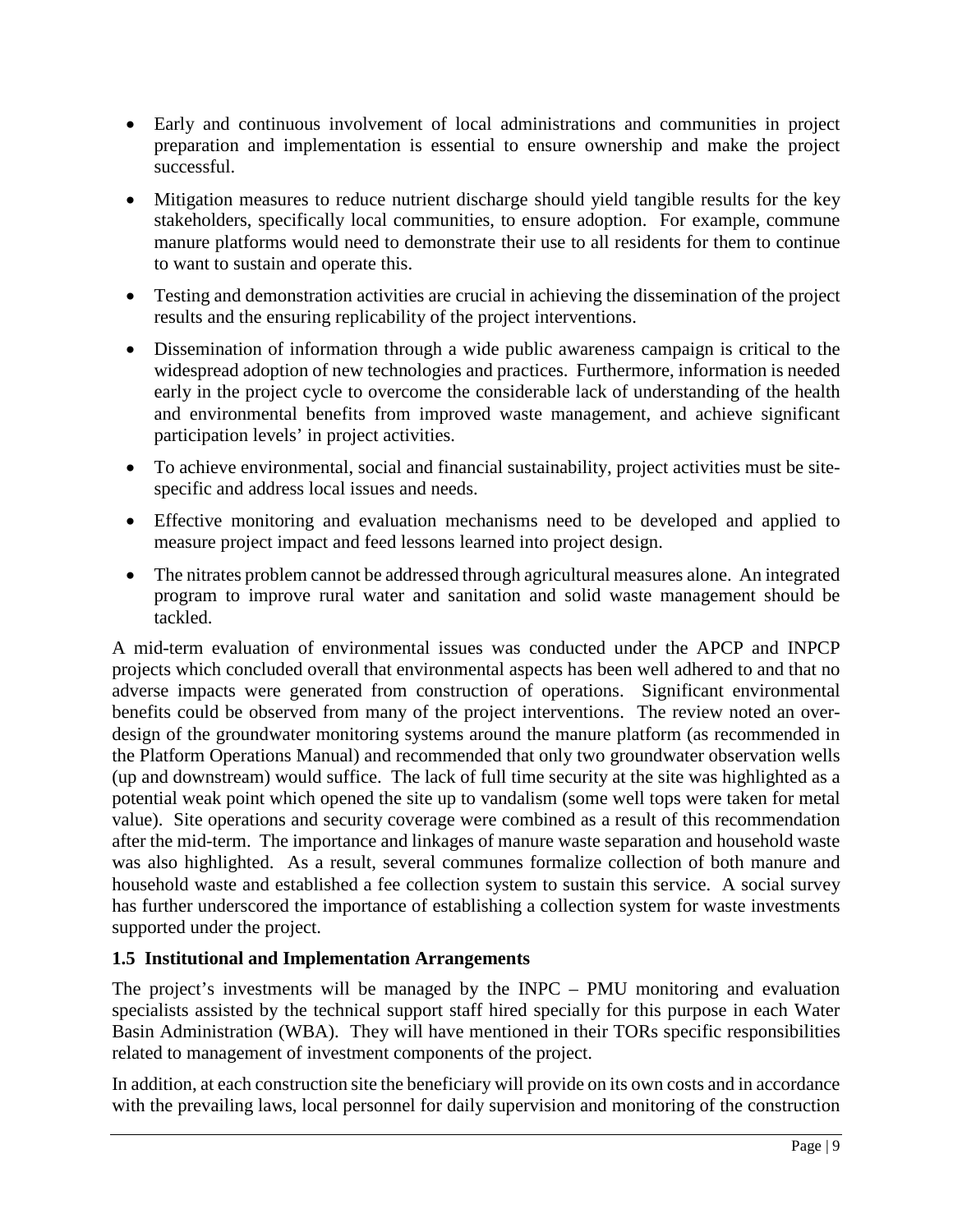- Early and continuous involvement of local administrations and communities in project preparation and implementation is essential to ensure ownership and make the project successful.
- Mitigation measures to reduce nutrient discharge should yield tangible results for the key stakeholders, specifically local communities, to ensure adoption. For example, commune manure platforms would need to demonstrate their use to all residents for them to continue to want to sustain and operate this.
- Testing and demonstration activities are crucial in achieving the dissemination of the project results and the ensuring replicability of the project interventions.
- Dissemination of information through a wide public awareness campaign is critical to the widespread adoption of new technologies and practices. Furthermore, information is needed early in the project cycle to overcome the considerable lack of understanding of the health and environmental benefits from improved waste management, and achieve significant participation levels' in project activities.
- To achieve environmental, social and financial sustainability, project activities must be site-specific and address local issues and needs.
- Effective monitoring and evaluation mechanisms need to be developed and applied to measure project impact and feed lessons learned into project design.
- The nitrates problem cannot be addressed through agricultural measures alone. An integrated program to improve rural water and sanitation and solid waste management should be tackled.

A mid-term evaluation of environmental issues was conducted under the APCP and INPCP projects which concluded overall that environmental aspects has been well adhered to and that no adverse impacts were generated from construction of operations. Significant environmental benefits could be observed from many of the project interventions. The review noted an over-design of the groundwater monitoring systems around the manure platform (as recommended in the Platform Operations Manual) and recommended that only two groundwater observation wells (up and downstream) would suffice. The lack of full time security at the site was highlighted as a potential weak point which opened the site up to vandalism (some well tops were taken for metal value). Site operations and security coverage were combined as a result of this recommendation after the mid-term. The importance and linkages of manure waste separation and household waste was also highlighted. As a result, several communes formalize collection of both manure and household waste and established a fee collection system to sustain this service. A social survey has further underscored the importance of establishing a collection system for waste investments supported under the project.

### 1.5 Institutional and Implementation Arrangements

The project's investments will be managed by the INPC – PMU monitoring and evaluation specialists assisted by the technical support staff hired specially for this purpose in each Water Basin Administration (WBA). They will have mentioned in their TORs specific responsibilities related to management of investment components of the project.

In addition, at each construction site the beneficiary will provide on its own costs and in accordance with the prevailing laws, local personnel for daily supervision and monitoring of the construction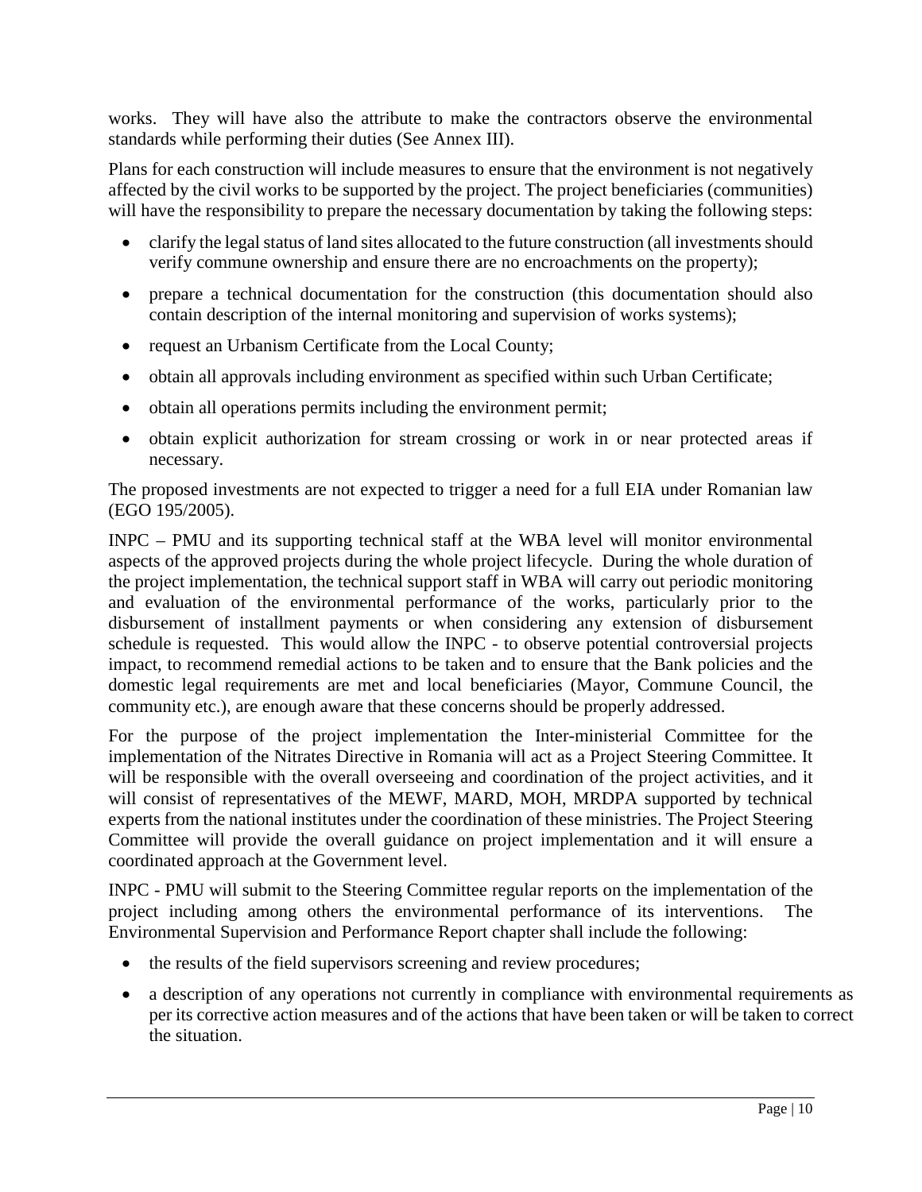works. They will have also the attribute to make the contractors observe the environmental standards while performing their duties (See Annex III).

Plans for each construction will include measures to ensure that the environment is not negatively affected by the civil works to be supported by the project. The project beneficiaries (communities) will have the responsibility to prepare the necessary documentation by taking the following steps:

- clarify the legal status of land sites allocated to the future construction (all investments should verify commune ownership and ensure there are no encroachments on the property);
- prepare a technical documentation for the construction (this documentation should also contain description of the internal monitoring and supervision of works systems);
- request an Urbanism Certificate from the Local County;
- obtain all approvals including environment as specified within such Urban Certificate;
- obtain all operations permits including the environment permit;
- obtain explicit authorization for stream crossing or work in or near protected areas if necessary.

The proposed investments are not expected to trigger a need for a full EIA under Romanian law (EGO 195/2005).

INPC – PMU and its supporting technical staff at the WBA level will monitor environmental aspects of the approved projects during the whole project lifecycle. During the whole duration of the project implementation, the technical support staff in WBA will carry out periodic monitoring and evaluation of the environmental performance of the works, particularly prior to the disbursement of installment payments or when considering any extension of disbursement schedule is requested. This would allow the INPC - to observe potential controversial projects impact, to recommend remedial actions to be taken and to ensure that the Bank policies and the domestic legal requirements are met and local beneficiaries (Mayor, Commune Council, the community etc.), are enough aware that these concerns should be properly addressed.

For the purpose of the project implementation the Inter-ministerial Committee for the implementation of the Nitrates Directive in Romania will act as a Project Steering Committee. It will be responsible with the overall overseeing and coordination of the project activities, and it will consist of representatives of the MEWF, MARD, MOH, MRDPA supported by technical experts from the national institutes under the coordination of these ministries. The Project Steering Committee will provide the overall guidance on project implementation and it will ensure a coordinated approach at the Government level.

INPC - PMU will submit to the Steering Committee regular reports on the implementation of the project including among others the environmental performance of its interventions. The Environmental Supervision and Performance Report chapter shall include the following:

- the results of the field supervisors screening and review procedures;
- a description of any operations not currently in compliance with environmental requirements as per its corrective action measures and of the actions that have been taken or will be taken to correct the situation.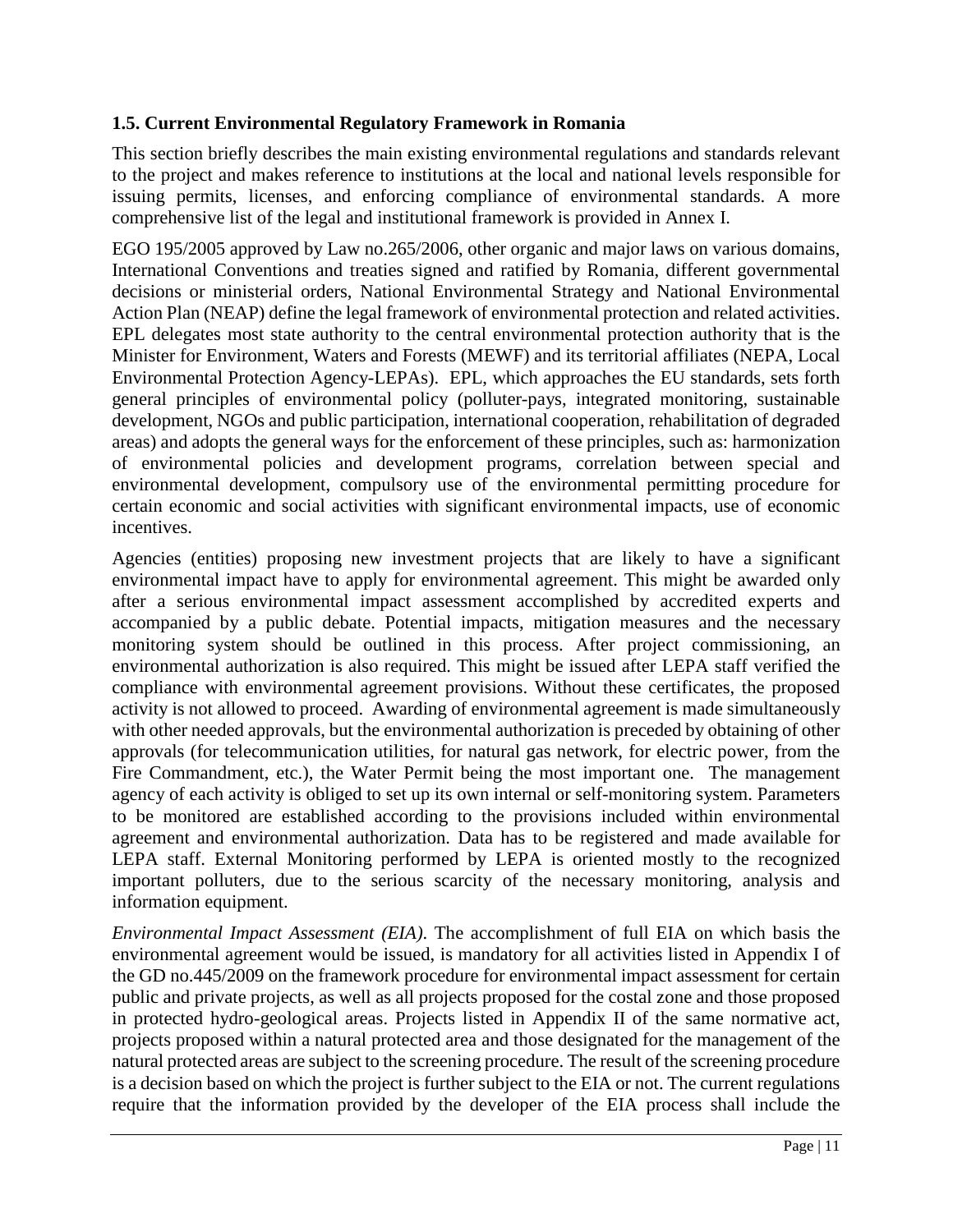### 1.5. Current Environmental Regulatory Framework in Romania

This section briefly describes the main existing environmental regulations and standards relevant to the project and makes reference to institutions at the local and national levels responsible for issuing permits, licenses, and enforcing compliance of environmental standards. A more comprehensive list of the legal and institutional framework is provided in Annex I.

EGO 195/2005 approved by Law no.265/2006, other organic and major laws on various domains, International Conventions and treaties signed and ratified by Romania, different governmental decisions or ministerial orders, National Environmental Strategy and National Environmental Action Plan (NEAP) define the legal framework of environmental protection and related activities. EPL delegates most state authority to the central environmental protection authority that is the Minister for Environment, Waters and Forests (MEWF) and its territorial affiliates (NEPA, Local Environmental Protection Agency-LEPAs). EPL, which approaches the EU standards, sets forth general principles of environmental policy (polluter-pays, integrated monitoring, sustainable development, NGOs and public participation, international cooperation, rehabilitation of degraded areas) and adopts the general ways for the enforcement of these principles, such as: harmonization of environmental policies and development programs, correlation between special and environmental development, compulsory use of the environmental permitting procedure for certain economic and social activities with significant environmental impacts, use of economic incentives.

Agencies (entities) proposing new investment projects that are likely to have a significant environmental impact have to apply for environmental agreement. This might be awarded only after a serious environmental impact assessment accomplished by accredited experts and accompanied by a public debate. Potential impacts, mitigation measures and the necessary monitoring system should be outlined in this process. After project commissioning, an environmental authorization is also required. This might be issued after LEPA staff verified the compliance with environmental agreement provisions. Without these certificates, the proposed activity is not allowed to proceed. Awarding of environmental agreement is made simultaneously with other needed approvals, but the environmental authorization is preceded by obtaining of other approvals (for telecommunication utilities, for natural gas network, for electric power, from the Fire Commandment, etc.), the Water Permit being the most important one. The management agency of each activity is obliged to set up its own internal or self-monitoring system. Parameters to be monitored are established according to the provisions included within environmental agreement and environmental authorization. Data has to be registered and made available for LEPA staff. External Monitoring performed by LEPA is oriented mostly to the recognized important polluters, due to the serious scarcity of the necessary monitoring, analysis and information equipment.

*Environmental Impact Assessment (EIA)*. The accomplishment of full EIA on which basis the environmental agreement would be issued, is mandatory for all activities listed in Appendix I of the GD no.445/2009 on the framework procedure for environmental impact assessment for certain public and private projects, as well as all projects proposed for the costal zone and those proposed in protected hydro-geological areas. Projects listed in Appendix II of the same normative act, projects proposed within a natural protected area and those designated for the management of the natural protected areas are subject to the screening procedure. The result of the screening procedure is a decision based on which the project is further subject to the EIA or not. The current regulations require that the information provided by the developer of the EIA process shall include the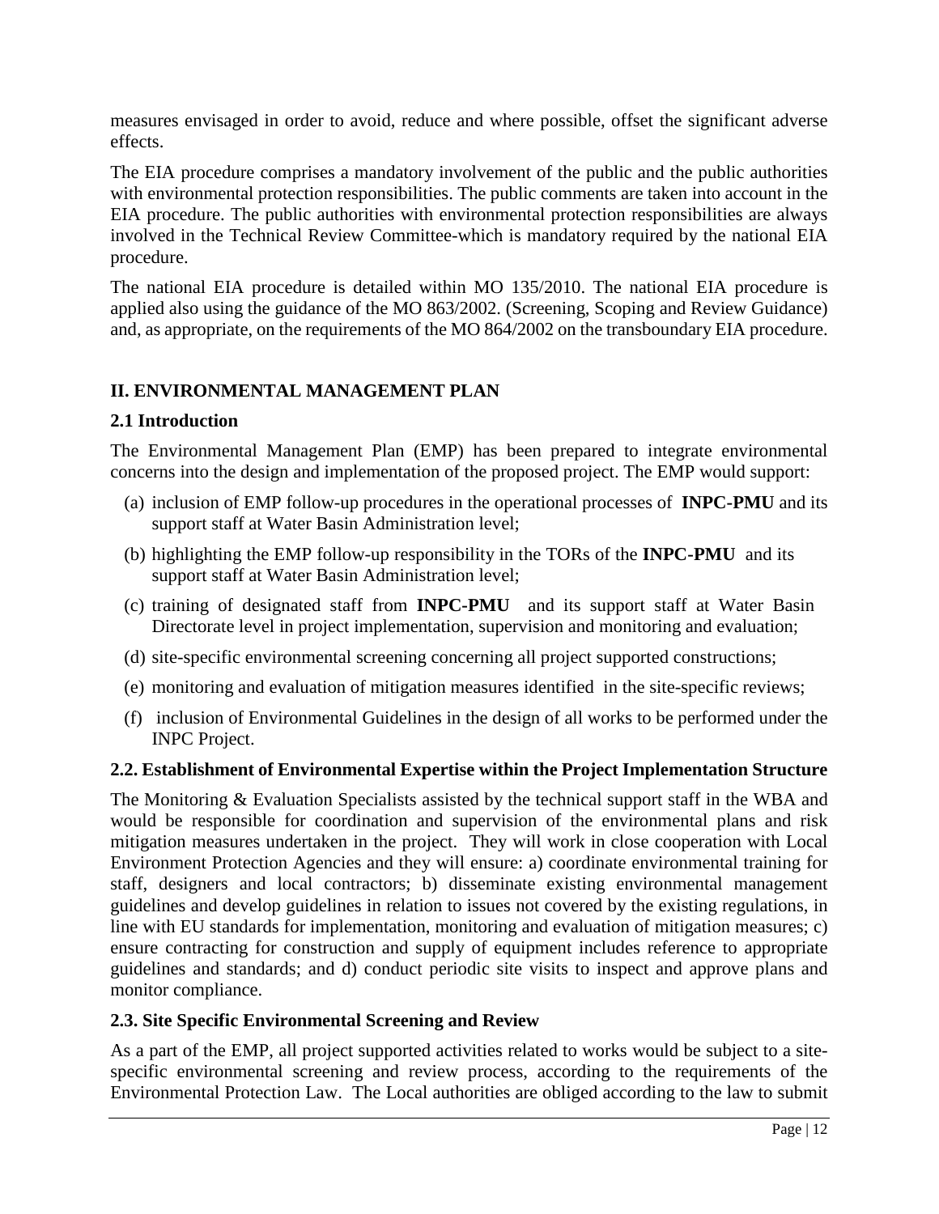measures envisaged in order to avoid, reduce and where possible, offset the significant adverse effects.

The EIA procedure comprises a mandatory involvement of the public and the public authorities with environmental protection responsibilities. The public comments are taken into account in the EIA procedure. The public authorities with environmental protection responsibilities are always involved in the Technical Review Committee-which is mandatory required by the national EIA procedure.

The national EIA procedure is detailed within MO 135/2010. The national EIA procedure is applied also using the guidance of the MO 863/2002. (Screening, Scoping and Review Guidance) and, as appropriate, on the requirements of the MO 864/2002 on the transboundary EIA procedure.

## II. ENVIRONMENTAL MANAGEMENT PLAN

### 2.1 Introduction

The Environmental Management Plan (EMP) has been prepared to integrate environmental concerns into the design and implementation of the proposed project. The EMP would support:

(a) inclusion of EMP follow-up procedures in the operational processes of **INPC-PMU** and its support staff at Water Basin Administration level;

(b) highlighting the EMP follow-up responsibility in the TORs of the **INPC-PMU** and its support staff at Water Basin Administration level;

(c) training of designated staff from **INPC-PMU** and its support staff at Water Basin Directorate level in project implementation, supervision and monitoring and evaluation;

(d) site-specific environmental screening concerning all project supported constructions;

(e) monitoring and evaluation of mitigation measures identified in the site-specific reviews;

(f) inclusion of Environmental Guidelines in the design of all works to be performed under the INPC Project.

### 2.2. Establishment of Environmental Expertise within the Project Implementation Structure

The Monitoring & Evaluation Specialists assisted by the technical support staff in the WBA and would be responsible for coordination and supervision of the environmental plans and risk mitigation measures undertaken in the project. They will work in close cooperation with Local Environment Protection Agencies and they will ensure: a) coordinate environmental training for staff, designers and local contractors; b) disseminate existing environmental management guidelines and develop guidelines in relation to issues not covered by the existing regulations, in line with EU standards for implementation, monitoring and evaluation of mitigation measures; c) ensure contracting for construction and supply of equipment includes reference to appropriate guidelines and standards; and d) conduct periodic site visits to inspect and approve plans and monitor compliance.

### 2.3. Site Specific Environmental Screening and Review

As a part of the EMP, all project supported activities related to works would be subject to a site-specific environmental screening and review process, according to the requirements of the Environmental Protection Law. The Local authorities are obliged according to the law to submit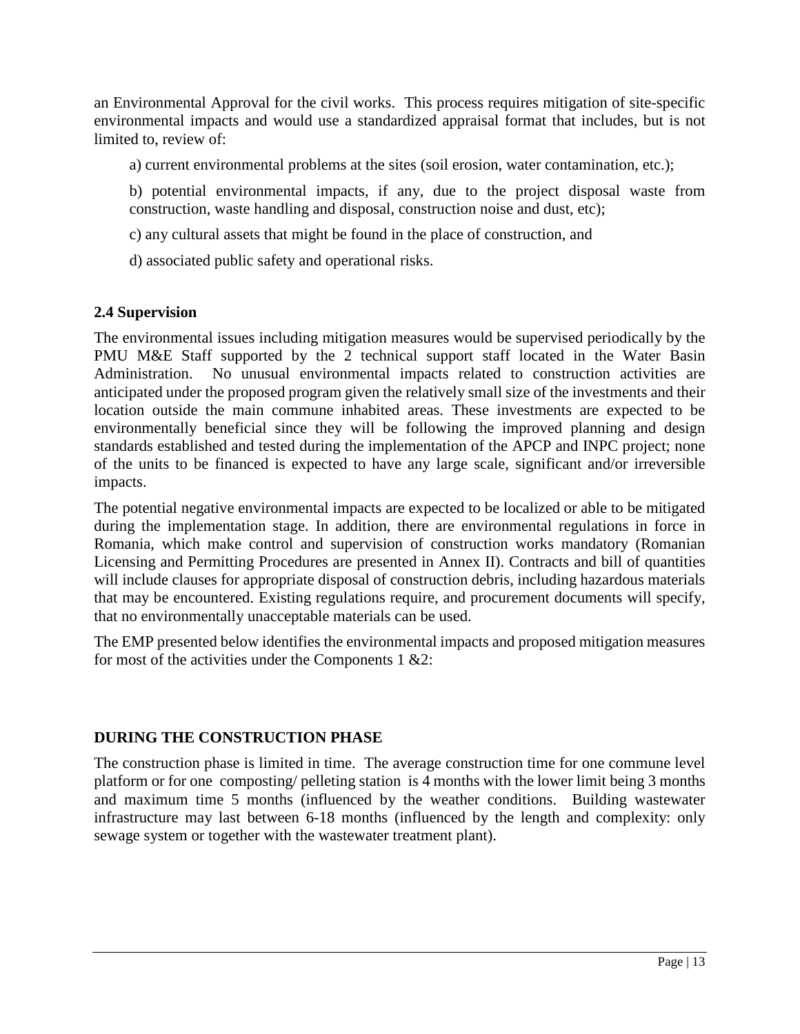an Environmental Approval for the civil works. This process requires mitigation of site-specific environmental impacts and would use a standardized appraisal format that includes, but is not limited to, review of:

a) current environmental problems at the sites (soil erosion, water contamination, etc.);

b) potential environmental impacts, if any, due to the project disposal waste from construction, waste handling and disposal, construction noise and dust, etc);

c) any cultural assets that might be found in the place of construction, and

d) associated public safety and operational risks.

### 2.4 Supervision

The environmental issues including mitigation measures would be supervised periodically by the PMU M&E Staff supported by the 2 technical support staff located in the Water Basin Administration. No unusual environmental impacts related to construction activities are anticipated under the proposed program given the relatively small size of the investments and their location outside the main commune inhabited areas. These investments are expected to be environmentally beneficial since they will be following the improved planning and design standards established and tested during the implementation of the APCP and INPC project; none of the units to be financed is expected to have any large scale, significant and/or irreversible impacts.

The potential negative environmental impacts are expected to be localized or able to be mitigated during the implementation stage. In addition, there are environmental regulations in force in Romania, which make control and supervision of construction works mandatory (Romanian Licensing and Permitting Procedures are presented in Annex II). Contracts and bill of quantities will include clauses for appropriate disposal of construction debris, including hazardous materials that may be encountered. Existing regulations require, and procurement documents will specify, that no environmentally unacceptable materials can be used.

The EMP presented below identifies the environmental impacts and proposed mitigation measures for most of the activities under the Components 1 &2:

**DURING THE CONSTRUCTION PHASE**

The construction phase is limited in time. The average construction time for one commune level platform or for one composting/ pelleting station is 4 months with the lower limit being 3 months and maximum time 5 months (influenced by the weather conditions. Building wastewater infrastructure may last between 6-18 months (influenced by the length and complexity: only sewage system or together with the wastewater treatment plant).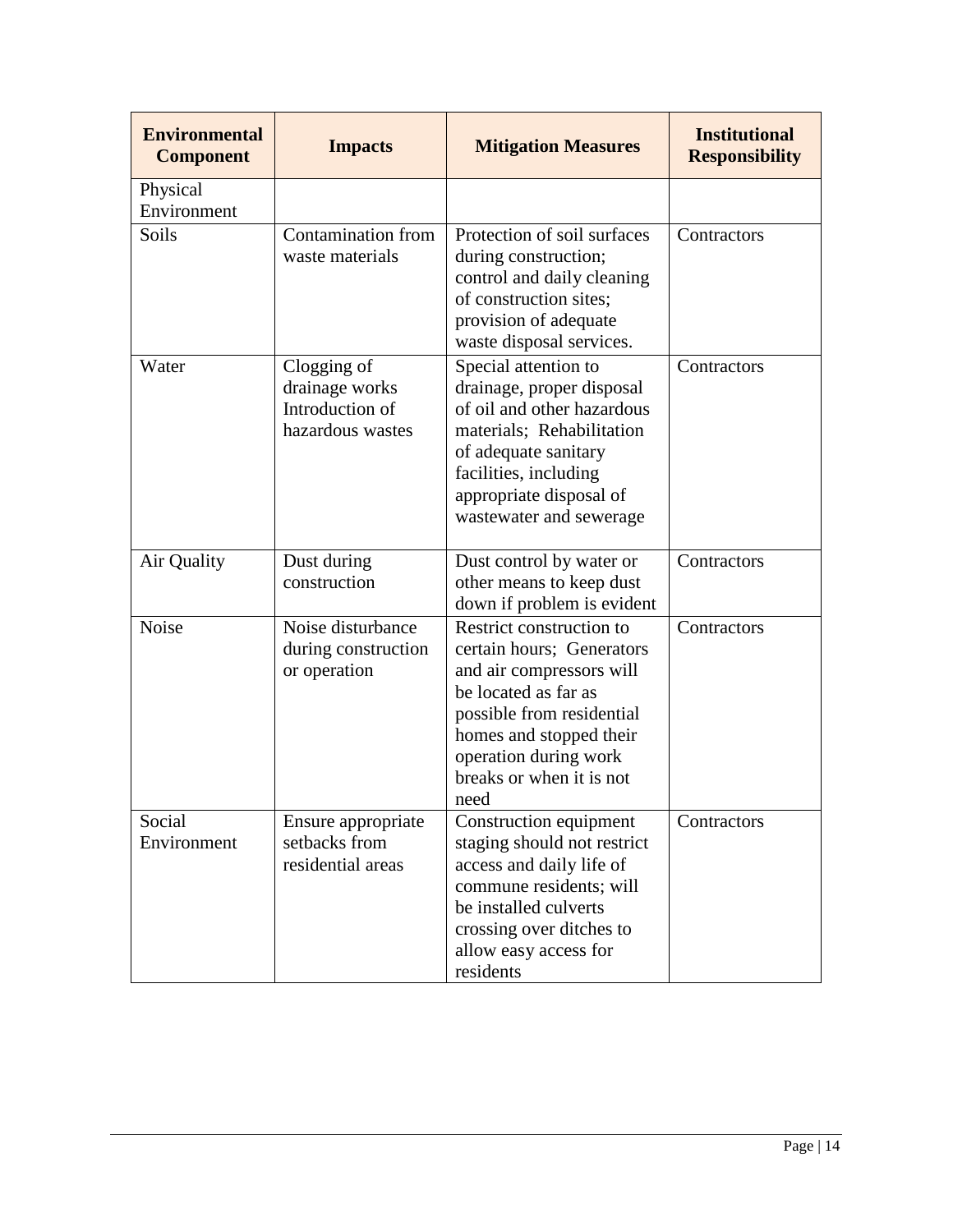| Environmental Component | Impacts | Mitigation Measures | Institutional Responsibility |
|---|---|---|---|
| Physical Environment | | | |
| Soils | Contamination from waste materials | Protection of soil surfaces during construction; control and daily cleaning of construction sites; provision of adequate waste disposal services. | Contractors |
| Water | Clogging of drainage works Introduction of hazardous wastes | Special attention to drainage, proper disposal of oil and other hazardous materials; Rehabilitation of adequate sanitary facilities, including appropriate disposal of wastewater and sewerage | Contractors |
| Air Quality | Dust during construction | Dust control by water or other means to keep dust down if problem is evident | Contractors |
| Noise | Noise disturbance during construction or operation | Restrict construction to certain hours; Generators and air compressors will be located as far as possible from residential homes and stopped their operation during work breaks or when it is not need | Contractors |
| Social Environment | Ensure appropriate setbacks from residential areas | Construction equipment staging should not restrict access and daily life of commune residents; will be installed culverts crossing over ditches to allow easy access for residents | Contractors |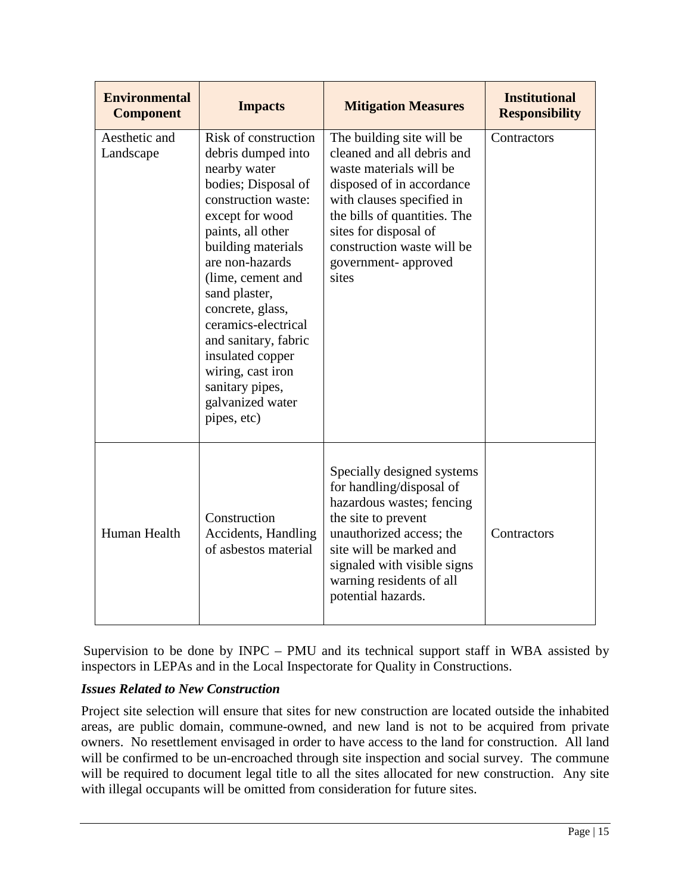| Environmental Component | Impacts | Mitigation Measures | Institutional Responsibility |
|---|---|---|---|
| Aesthetic and Landscape | Risk of construction debris dumped into nearby water bodies; Disposal of construction waste: except for wood paints, all other building materials are non-hazards (lime, cement and sand plaster, concrete, glass, ceramics-electrical and sanitary, fabric insulated copper wiring, cast iron sanitary pipes, galvanized water pipes, etc) | The building site will be cleaned and all debris and waste materials will be disposed of in accordance with clauses specified in the bills of quantities. The sites for disposal of construction waste will be government- approved sites | Contractors |
| Human Health | Construction Accidents, Handling of asbestos material | Specially designed systems for handling/disposal of hazardous wastes; fencing the site to prevent unauthorized access; the site will be marked and signaled with visible signs warning residents of all potential hazards. | Contractors |

Supervision to be done by INPC – PMU and its technical support staff in WBA assisted by inspectors in LEPAs and in the Local Inspectorate for Quality in Constructions.

***Issues Related to New Construction***

Project site selection will ensure that sites for new construction are located outside the inhabited areas, are public domain, commune-owned, and new land is not to be acquired from private owners. No resettlement envisaged in order to have access to the land for construction. All land will be confirmed to be un-encroached through site inspection and social survey. The commune will be required to document legal title to all the sites allocated for new construction. Any site with illegal occupants will be omitted from consideration for future sites.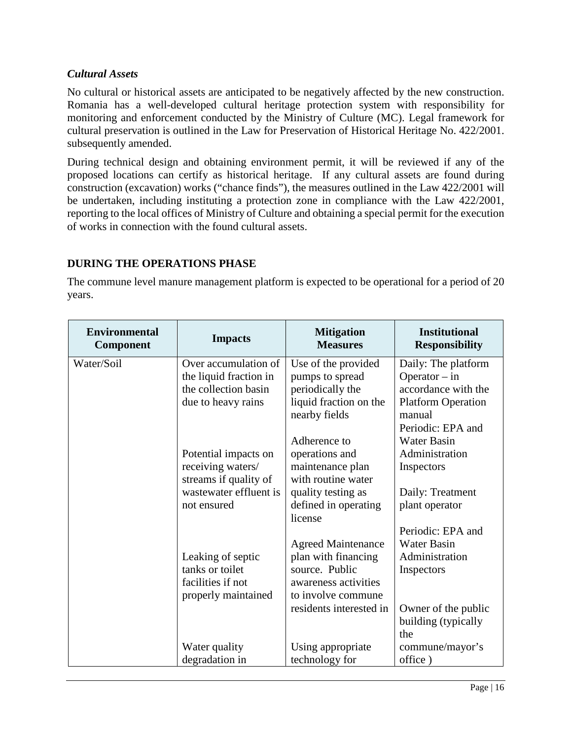### *Cultural Assets*

No cultural or historical assets are anticipated to be negatively affected by the new construction. Romania has a well-developed cultural heritage protection system with responsibility for monitoring and enforcement conducted by the Ministry of Culture (MC). Legal framework for cultural preservation is outlined in the Law for Preservation of Historical Heritage No. 422/2001. subsequently amended.

During technical design and obtaining environment permit, it will be reviewed if any of the proposed locations can certify as historical heritage. If any cultural assets are found during construction (excavation) works ("chance finds"), the measures outlined in the Law 422/2001 will be undertaken, including instituting a protection zone in compliance with the Law 422/2001, reporting to the local offices of Ministry of Culture and obtaining a special permit for the execution of works in connection with the found cultural assets.

## DURING THE OPERATIONS PHASE

The commune level manure management platform is expected to be operational for a period of 20 years.

| Environmental Component | Impacts | Mitigation Measures | Institutional Responsibility |
|---|---|---|---|
| Water/Soil | Over accumulation of the liquid fraction in the collection basin due to heavy rains<br><br>Potential impacts on receiving waters/ streams if quality of wastewater effluent is not ensured<br><br>Leaking of septic tanks or toilet facilities if not properly maintained<br><br>Water quality degradation in | Use of the provided pumps to spread periodically the liquid fraction on the nearby fields<br><br>Adherence to operations and maintenance plan with routine water quality testing as defined in operating license<br><br>Agreed Maintenance plan with financing source. Public awareness activities to involve commune residents interested in<br><br>Using appropriate technology for | Daily: The platform Operator – in accordance with the Platform Operation manual<br>Periodic: EPA and Water Basin Administration Inspectors<br><br>Daily: Treatment plant operator<br><br>Periodic: EPA and Water Basin Administration Inspectors<br><br>Owner of the public building (typically the commune/mayor's office ) |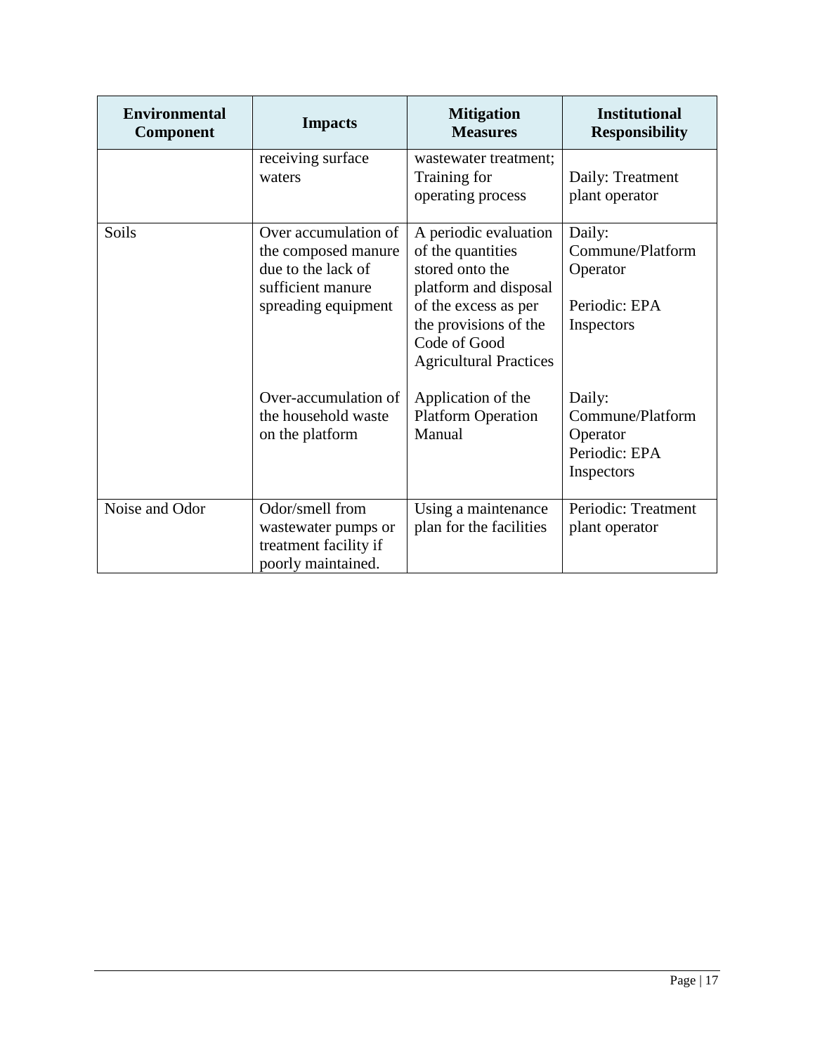| Environmental Component | Impacts | Mitigation Measures | Institutional Responsibility |
|---|---|---|---|
| | receiving surface waters | wastewater treatment; Training for operating process | Daily: Treatment plant operator |
| Soils | Over accumulation of the composed manure due to the lack of sufficient manure spreading equipment | A periodic evaluation of the quantities stored onto the platform and disposal of the excess as per the provisions of the Code of Good Agricultural Practices | Daily: Commune/Platform Operator<br><br>Periodic: EPA Inspectors |
| | Over-accumulation of the household waste on the platform | Application of the Platform Operation Manual | Daily: Commune/Platform Operator<br>Periodic: EPA Inspectors |
| Noise and Odor | Odor/smell from wastewater pumps or treatment facility if poorly maintained. | Using a maintenance plan for the facilities | Periodic: Treatment plant operator |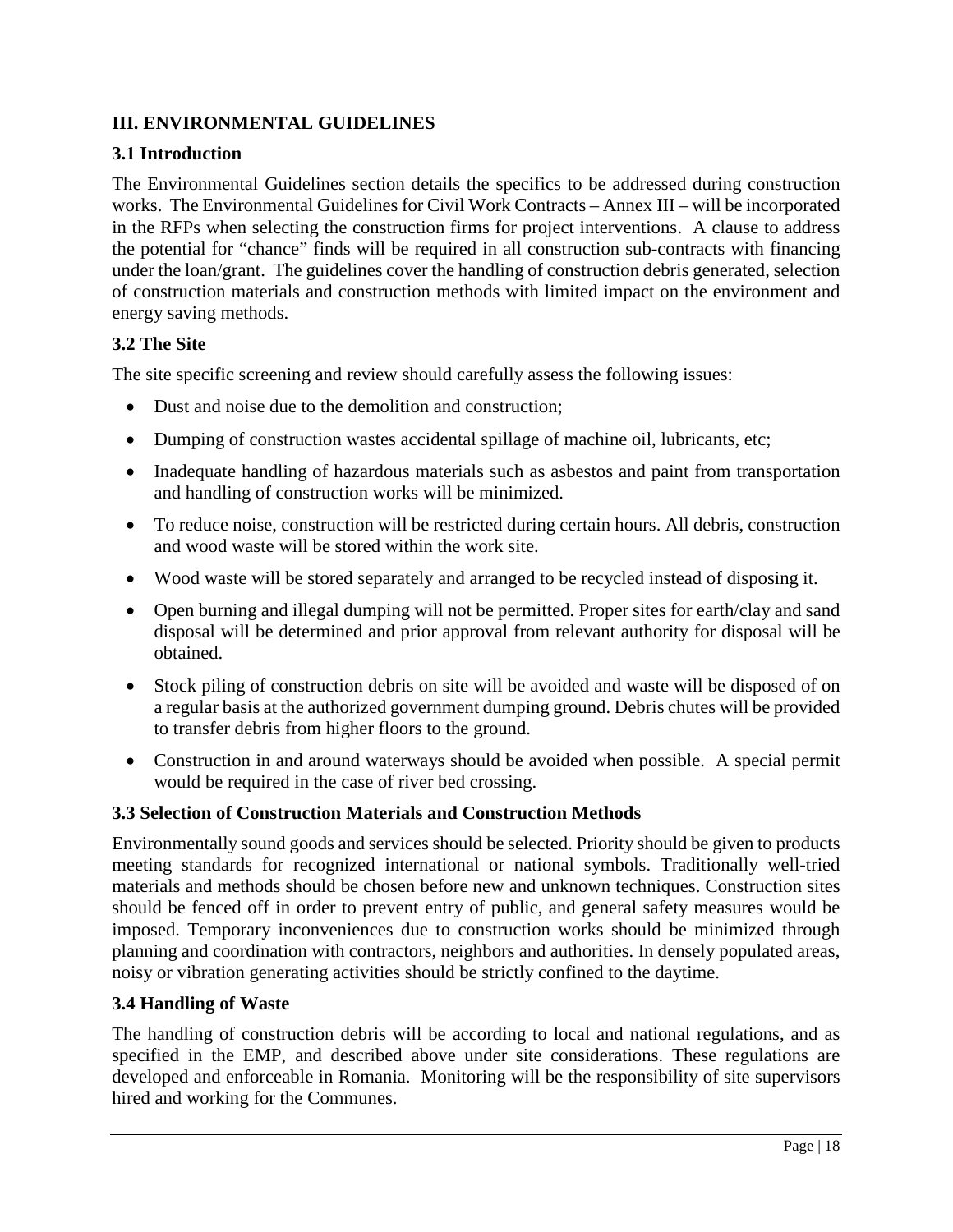## III. ENVIRONMENTAL GUIDELINES

### 3.1 Introduction

The Environmental Guidelines section details the specifics to be addressed during construction works. The Environmental Guidelines for Civil Work Contracts – Annex III – will be incorporated in the RFPs when selecting the construction firms for project interventions. A clause to address the potential for "chance" finds will be required in all construction sub-contracts with financing under the loan/grant. The guidelines cover the handling of construction debris generated, selection of construction materials and construction methods with limited impact on the environment and energy saving methods.

### 3.2 The Site

The site specific screening and review should carefully assess the following issues:

- Dust and noise due to the demolition and construction;
- Dumping of construction wastes accidental spillage of machine oil, lubricants, etc;
- Inadequate handling of hazardous materials such as asbestos and paint from transportation and handling of construction works will be minimized.
- To reduce noise, construction will be restricted during certain hours. All debris, construction and wood waste will be stored within the work site.
- Wood waste will be stored separately and arranged to be recycled instead of disposing it.
- Open burning and illegal dumping will not be permitted. Proper sites for earth/clay and sand disposal will be determined and prior approval from relevant authority for disposal will be obtained.
- Stock piling of construction debris on site will be avoided and waste will be disposed of on a regular basis at the authorized government dumping ground. Debris chutes will be provided to transfer debris from higher floors to the ground.
- Construction in and around waterways should be avoided when possible. A special permit would be required in the case of river bed crossing.

### 3.3 Selection of Construction Materials and Construction Methods

Environmentally sound goods and services should be selected. Priority should be given to products meeting standards for recognized international or national symbols. Traditionally well-tried materials and methods should be chosen before new and unknown techniques. Construction sites should be fenced off in order to prevent entry of public, and general safety measures would be imposed. Temporary inconveniences due to construction works should be minimized through planning and coordination with contractors, neighbors and authorities. In densely populated areas, noisy or vibration generating activities should be strictly confined to the daytime.

### 3.4 Handling of Waste

The handling of construction debris will be according to local and national regulations, and as specified in the EMP, and described above under site considerations. These regulations are developed and enforceable in Romania. Monitoring will be the responsibility of site supervisors hired and working for the Communes.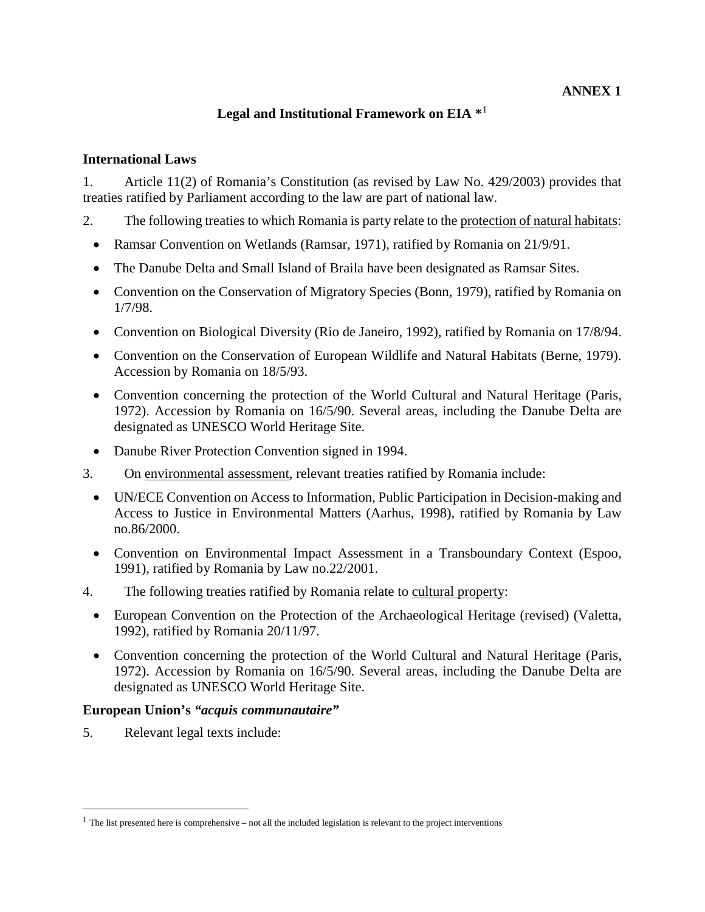**ANNEX 1**

## Legal and Institutional Framework on EIA *[1]

### International Laws

1. Article 11(2) of Romania's Constitution (as revised by Law No. 429/2003) provides that treaties ratified by Parliament according to the law are part of national law.

2. The following treaties to which Romania is party relate to the <u>protection of natural habitats</u>:
   - Ramsar Convention on Wetlands (Ramsar, 1971), ratified by Romania on 21/9/91.
   - The Danube Delta and Small Island of Braila have been designated as Ramsar Sites.
   - Convention on the Conservation of Migratory Species (Bonn, 1979), ratified by Romania on 1/7/98.
   - Convention on Biological Diversity (Rio de Janeiro, 1992), ratified by Romania on 17/8/94.
   - Convention on the Conservation of European Wildlife and Natural Habitats (Berne, 1979). Accession by Romania on 18/5/93.
   - Convention concerning the protection of the World Cultural and Natural Heritage (Paris, 1972). Accession by Romania on 16/5/90. Several areas, including the Danube Delta are designated as UNESCO World Heritage Site.
   - Danube River Protection Convention signed in 1994.

3. On <u>environmental assessment</u>, relevant treaties ratified by Romania include:
   - UN/ECE Convention on Access to Information, Public Participation in Decision-making and Access to Justice in Environmental Matters (Aarhus, 1998), ratified by Romania by Law no.86/2000.
   - Convention on Environmental Impact Assessment in a Transboundary Context (Espoo, 1991), ratified by Romania by Law no.22/2001.

4. The following treaties ratified by Romania relate to <u>cultural property</u>:
   - European Convention on the Protection of the Archaeological Heritage (revised) (Valetta, 1992), ratified by Romania 20/11/97.
   - Convention concerning the protection of the World Cultural and Natural Heritage (Paris, 1972). Accession by Romania on 16/5/90. Several areas, including the Danube Delta are designated as UNESCO World Heritage Site.

### European Union's *"acquis communautaire"*

5. Relevant legal texts include:

[1] The list presented here is comprehensive – not all the included legislation is relevant to the project interventions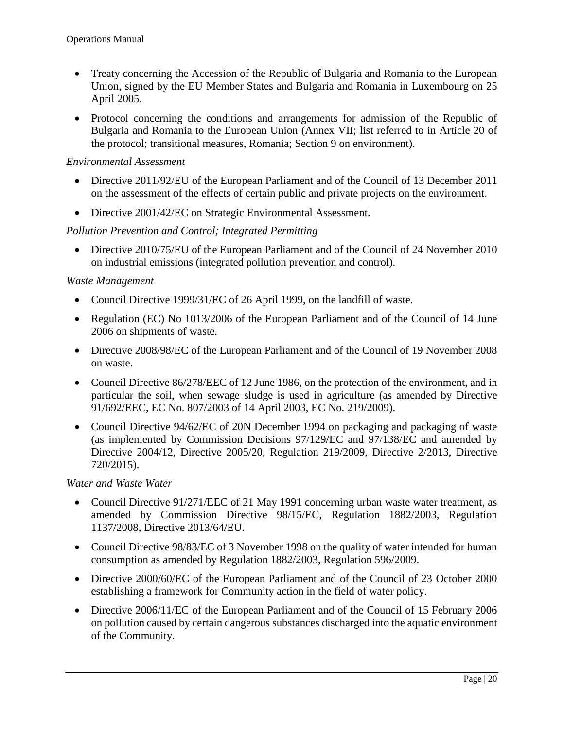- Treaty concerning the Accession of the Republic of Bulgaria and Romania to the European Union, signed by the EU Member States and Bulgaria and Romania in Luxembourg on 25 April 2005.
- Protocol concerning the conditions and arrangements for admission of the Republic of Bulgaria and Romania to the European Union (Annex VII; list referred to in Article 20 of the protocol; transitional measures, Romania; Section 9 on environment).

*Environmental Assessment*

- Directive 2011/92/EU of the European Parliament and of the Council of 13 December 2011 on the assessment of the effects of certain public and private projects on the environment.
- Directive 2001/42/EC on Strategic Environmental Assessment.

*Pollution Prevention and Control; Integrated Permitting*

- Directive 2010/75/EU of the European Parliament and of the Council of 24 November 2010 on industrial emissions (integrated pollution prevention and control).

*Waste Management*

- Council Directive 1999/31/EC of 26 April 1999, on the landfill of waste.
- Regulation (EC) No 1013/2006 of the European Parliament and of the Council of 14 June 2006 on shipments of waste.
- Directive 2008/98/EC of the European Parliament and of the Council of 19 November 2008 on waste.
- Council Directive 86/278/EEC of 12 June 1986, on the protection of the environment, and in particular the soil, when sewage sludge is used in agriculture (as amended by Directive 91/692/EEC, EC No. 807/2003 of 14 April 2003, EC No. 219/2009).
- Council Directive 94/62/EC of 20N December 1994 on packaging and packaging of waste (as implemented by Commission Decisions 97/129/EC and 97/138/EC and amended by Directive 2004/12, Directive 2005/20, Regulation 219/2009, Directive 2/2013, Directive 720/2015).

*Water and Waste Water*

- Council Directive 91/271/EEC of 21 May 1991 concerning urban waste water treatment, as amended by Commission Directive 98/15/EC, Regulation 1882/2003, Regulation 1137/2008, Directive 2013/64/EU.
- Council Directive 98/83/EC of 3 November 1998 on the quality of water intended for human consumption as amended by Regulation 1882/2003, Regulation 596/2009.
- Directive 2000/60/EC of the European Parliament and of the Council of 23 October 2000 establishing a framework for Community action in the field of water policy.
- Directive 2006/11/EC of the European Parliament and of the Council of 15 February 2006 on pollution caused by certain dangerous substances discharged into the aquatic environment of the Community.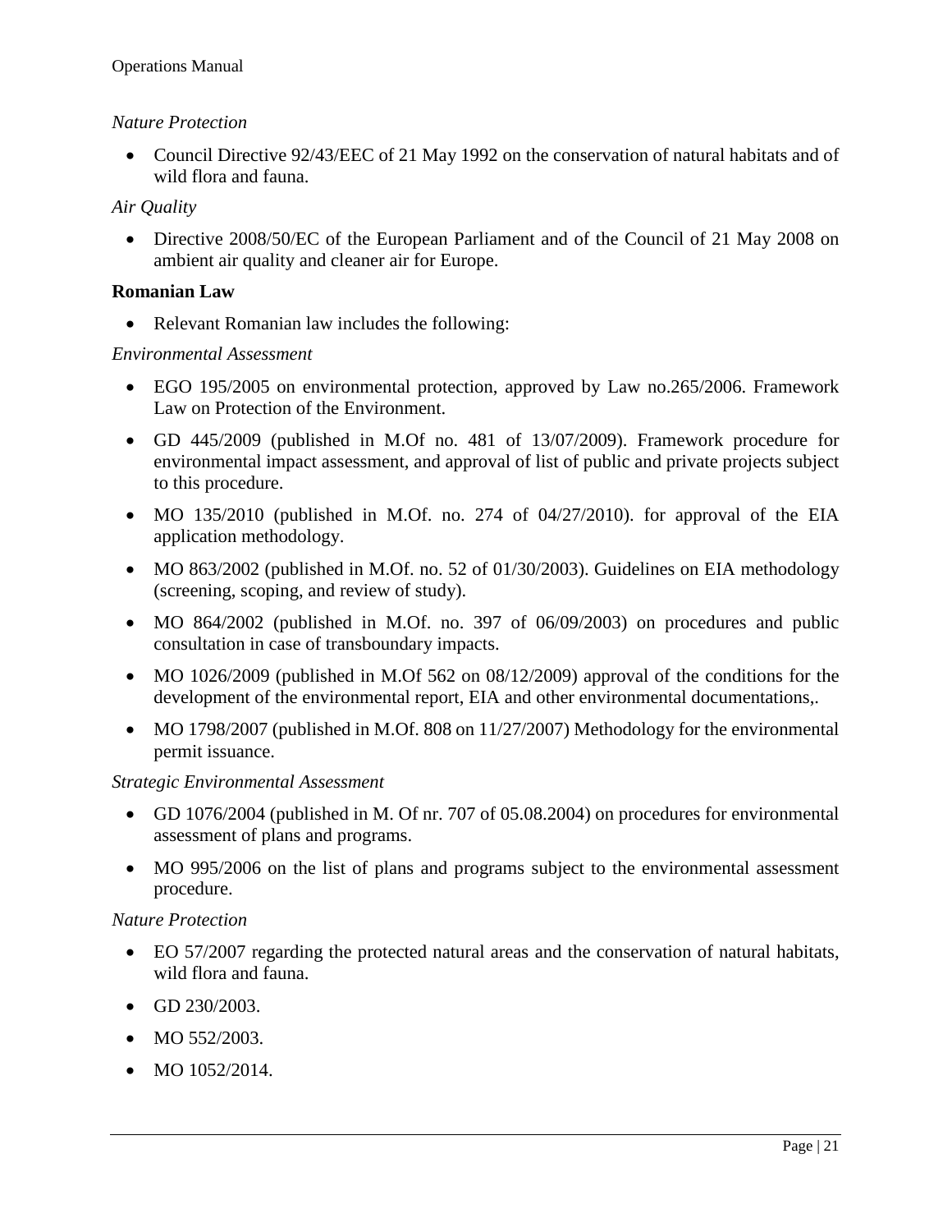*Nature Protection*

- Council Directive 92/43/EEC of 21 May 1992 on the conservation of natural habitats and of wild flora and fauna.

*Air Quality*

- Directive 2008/50/EC of the European Parliament and of the Council of 21 May 2008 on ambient air quality and cleaner air for Europe.

**Romanian Law**

- Relevant Romanian law includes the following:

*Environmental Assessment*

- EGO 195/2005 on environmental protection, approved by Law no.265/2006. Framework Law on Protection of the Environment.
- GD 445/2009 (published in M.Of no. 481 of 13/07/2009). Framework procedure for environmental impact assessment, and approval of list of public and private projects subject to this procedure.
- MO 135/2010 (published in M.Of. no. 274 of 04/27/2010). for approval of the EIA application methodology.
- MO 863/2002 (published in M.Of. no. 52 of 01/30/2003). Guidelines on EIA methodology (screening, scoping, and review of study).
- MO 864/2002 (published in M.Of. no. 397 of 06/09/2003) on procedures and public consultation in case of transboundary impacts.
- MO 1026/2009 (published in M.Of 562 on 08/12/2009) approval of the conditions for the development of the environmental report, EIA and other environmental documentations,.
- MO 1798/2007 (published in M.Of. 808 on 11/27/2007) Methodology for the environmental permit issuance.

*Strategic Environmental Assessment*

- GD 1076/2004 (published in M. Of nr. 707 of 05.08.2004) on procedures for environmental assessment of plans and programs.
- MO 995/2006 on the list of plans and programs subject to the environmental assessment procedure.

*Nature Protection*

- EO 57/2007 regarding the protected natural areas and the conservation of natural habitats, wild flora and fauna.
- GD 230/2003.
- MO 552/2003.
- MO 1052/2014.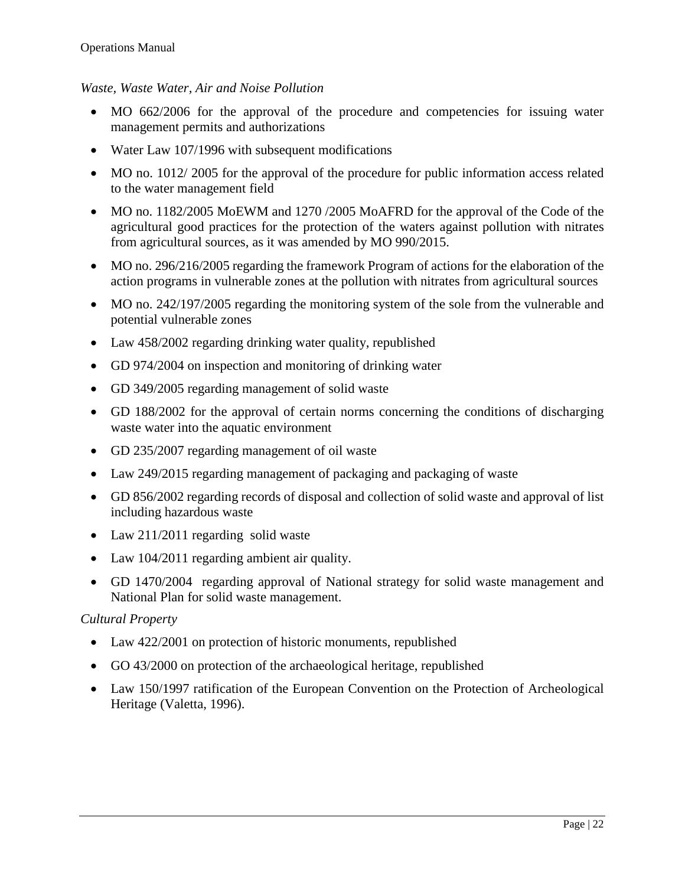*Waste, Waste Water, Air and Noise Pollution*

- MO 662/2006 for the approval of the procedure and competencies for issuing water management permits and authorizations
- Water Law 107/1996 with subsequent modifications
- MO no. 1012/ 2005 for the approval of the procedure for public information access related to the water management field
- MO no. 1182/2005 MoEWM and 1270 /2005 MoAFRD for the approval of the Code of the agricultural good practices for the protection of the waters against pollution with nitrates from agricultural sources, as it was amended by MO 990/2015.
- MO no. 296/216/2005 regarding the framework Program of actions for the elaboration of the action programs in vulnerable zones at the pollution with nitrates from agricultural sources
- MO no. 242/197/2005 regarding the monitoring system of the sole from the vulnerable and potential vulnerable zones
- Law 458/2002 regarding drinking water quality, republished
- GD 974/2004 on inspection and monitoring of drinking water
- GD 349/2005 regarding management of solid waste
- GD 188/2002 for the approval of certain norms concerning the conditions of discharging waste water into the aquatic environment
- GD 235/2007 regarding management of oil waste
- Law 249/2015 regarding management of packaging and packaging of waste
- GD 856/2002 regarding records of disposal and collection of solid waste and approval of list including hazardous waste
- Law 211/2011 regarding solid waste
- Law 104/2011 regarding ambient air quality.
- GD 1470/2004 regarding approval of National strategy for solid waste management and National Plan for solid waste management.

*Cultural Property*

- Law 422/2001 on protection of historic monuments, republished
- GO 43/2000 on protection of the archaeological heritage, republished
- Law 150/1997 ratification of the European Convention on the Protection of Archeological Heritage (Valetta, 1996).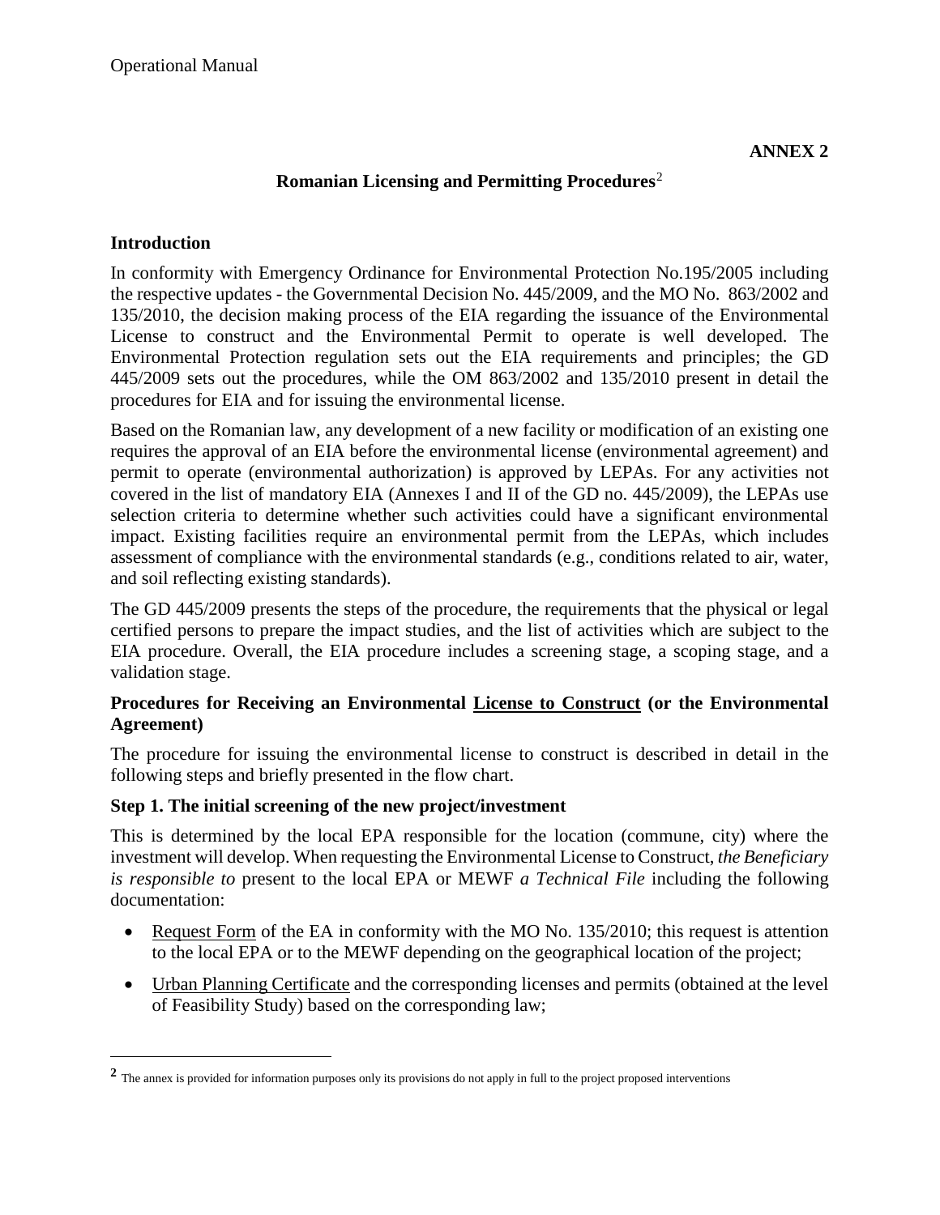**ANNEX 2**

## Romanian Licensing and Permitting Procedures[2]

### Introduction

In conformity with Emergency Ordinance for Environmental Protection No.195/2005 including the respective updates - the Governmental Decision No. 445/2009, and the MO No. 863/2002 and 135/2010, the decision making process of the EIA regarding the issuance of the Environmental License to construct and the Environmental Permit to operate is well developed. The Environmental Protection regulation sets out the EIA requirements and principles; the GD 445/2009 sets out the procedures, while the OM 863/2002 and 135/2010 present in detail the procedures for EIA and for issuing the environmental license.

Based on the Romanian law, any development of a new facility or modification of an existing one requires the approval of an EIA before the environmental license (environmental agreement) and permit to operate (environmental authorization) is approved by LEPAs. For any activities not covered in the list of mandatory EIA (Annexes I and II of the GD no. 445/2009), the LEPAs use selection criteria to determine whether such activities could have a significant environmental impact. Existing facilities require an environmental permit from the LEPAs, which includes assessment of compliance with the environmental standards (e.g., conditions related to air, water, and soil reflecting existing standards).

The GD 445/2009 presents the steps of the procedure, the requirements that the physical or legal certified persons to prepare the impact studies, and the list of activities which are subject to the EIA procedure. Overall, the EIA procedure includes a screening stage, a scoping stage, and a validation stage.

### Procedures for Receiving an Environmental License to Construct (or the Environmental Agreement)

The procedure for issuing the environmental license to construct is described in detail in the following steps and briefly presented in the flow chart.

### Step 1. The initial screening of the new project/investment

This is determined by the local EPA responsible for the location (commune, city) where the investment will develop. When requesting the Environmental License to Construct, *the Beneficiary is responsible to* present to the local EPA or MEWF *a Technical File* including the following documentation:

- Request Form of the EA in conformity with the MO No. 135/2010; this request is attention to the local EPA or to the MEWF depending on the geographical location of the project;
- Urban Planning Certificate and the corresponding licenses and permits (obtained at the level of Feasibility Study) based on the corresponding law;

---

[2] The annex is provided for information purposes only its provisions do not apply in full to the project proposed interventions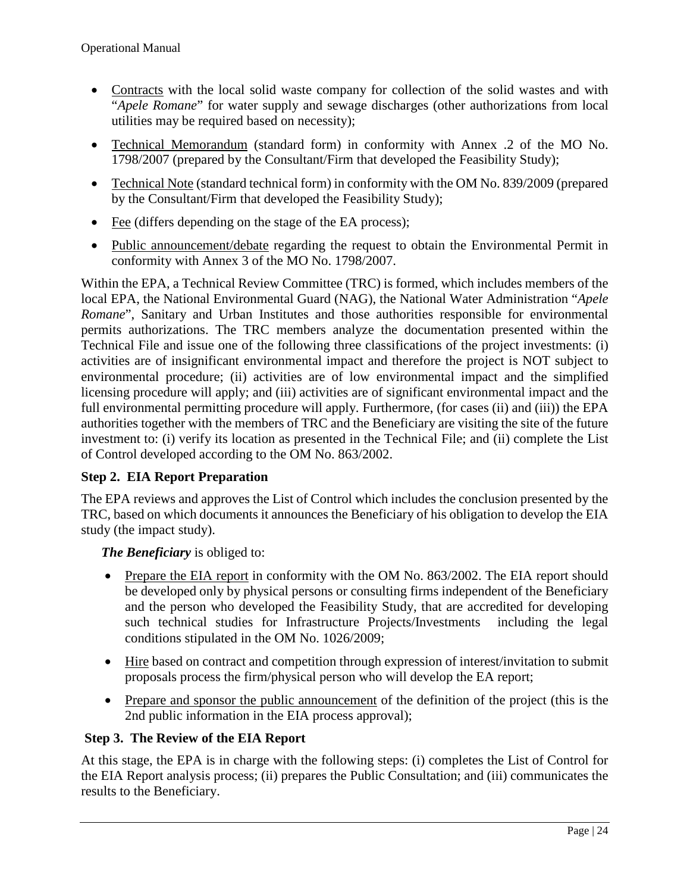- Contracts with the local solid waste company for collection of the solid wastes and with "*Apele Romane*" for water supply and sewage discharges (other authorizations from local utilities may be required based on necessity);
- Technical Memorandum (standard form) in conformity with Annex .2 of the MO No. 1798/2007 (prepared by the Consultant/Firm that developed the Feasibility Study);
- Technical Note (standard technical form) in conformity with the OM No. 839/2009 (prepared by the Consultant/Firm that developed the Feasibility Study);
- Fee (differs depending on the stage of the EA process);
- Public announcement/debate regarding the request to obtain the Environmental Permit in conformity with Annex 3 of the MO No. 1798/2007.

Within the EPA, a Technical Review Committee (TRC) is formed, which includes members of the local EPA, the National Environmental Guard (NAG), the National Water Administration "*Apele Romane*", Sanitary and Urban Institutes and those authorities responsible for environmental permits authorizations. The TRC members analyze the documentation presented within the Technical File and issue one of the following three classifications of the project investments: (i) activities are of insignificant environmental impact and therefore the project is NOT subject to environmental procedure; (ii) activities are of low environmental impact and the simplified licensing procedure will apply; and (iii) activities are of significant environmental impact and the full environmental permitting procedure will apply. Furthermore, (for cases (ii) and (iii)) the EPA authorities together with the members of TRC and the Beneficiary are visiting the site of the future investment to: (i) verify its location as presented in the Technical File; and (ii) complete the List of Control developed according to the OM No. 863/2002.

**Step 2. EIA Report Preparation**

The EPA reviews and approves the List of Control which includes the conclusion presented by the TRC, based on which documents it announces the Beneficiary of his obligation to develop the EIA study (the impact study).

***The Beneficiary*** is obliged to:

- Prepare the EIA report in conformity with the OM No. 863/2002. The EIA report should be developed only by physical persons or consulting firms independent of the Beneficiary and the person who developed the Feasibility Study, that are accredited for developing such technical studies for Infrastructure Projects/Investments including the legal conditions stipulated in the OM No. 1026/2009;
- Hire based on contract and competition through expression of interest/invitation to submit proposals process the firm/physical person who will develop the EA report;
- Prepare and sponsor the public announcement of the definition of the project (this is the 2nd public information in the EIA process approval);

**Step 3. The Review of the EIA Report**

At this stage, the EPA is in charge with the following steps: (i) completes the List of Control for the EIA Report analysis process; (ii) prepares the Public Consultation; and (iii) communicates the results to the Beneficiary.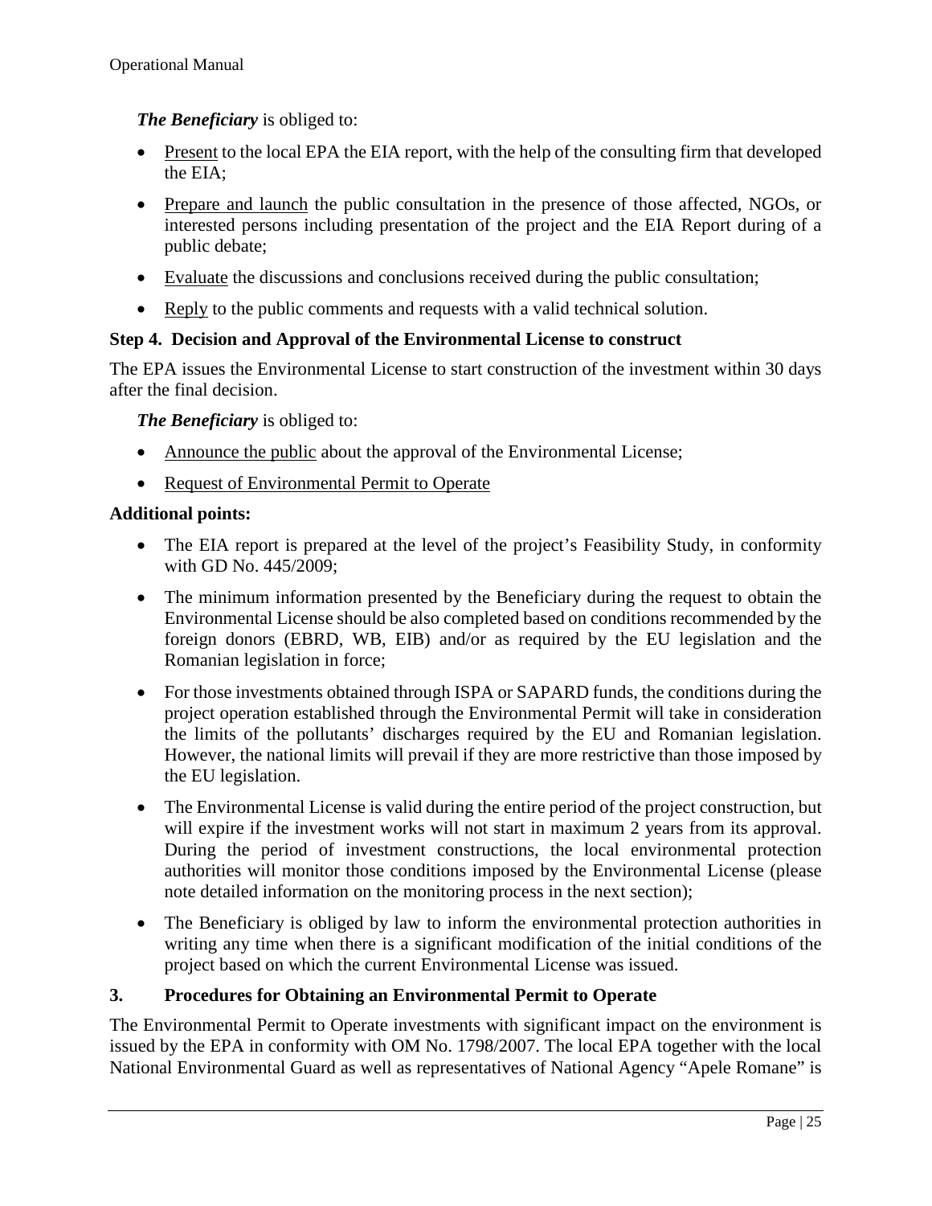***The Beneficiary*** is obliged to:

- <u>Present</u> to the local EPA the EIA report, with the help of the consulting firm that developed the EIA;
- <u>Prepare and launch</u> the public consultation in the presence of those affected, NGOs, or interested persons including presentation of the project and the EIA Report during of a public debate;
- <u>Evaluate</u> the discussions and conclusions received during the public consultation;
- <u>Reply</u> to the public comments and requests with a valid technical solution.

**Step 4. Decision and Approval of the Environmental License to construct**

The EPA issues the Environmental License to start construction of the investment within 30 days after the final decision.

***The Beneficiary*** is obliged to:

- <u>Announce the public</u> about the approval of the Environmental License;
- <u>Request of Environmental Permit to Operate</u>

**Additional points:**

- The EIA report is prepared at the level of the project's Feasibility Study, in conformity with GD No. 445/2009;
- The minimum information presented by the Beneficiary during the request to obtain the Environmental License should be also completed based on conditions recommended by the foreign donors (EBRD, WB, EIB) and/or as required by the EU legislation and the Romanian legislation in force;
- For those investments obtained through ISPA or SAPARD funds, the conditions during the project operation established through the Environmental Permit will take in consideration the limits of the pollutants' discharges required by the EU and Romanian legislation. However, the national limits will prevail if they are more restrictive than those imposed by the EU legislation.
- The Environmental License is valid during the entire period of the project construction, but will expire if the investment works will not start in maximum 2 years from its approval. During the period of investment constructions, the local environmental protection authorities will monitor those conditions imposed by the Environmental License (please note detailed information on the monitoring process in the next section);
- The Beneficiary is obliged by law to inform the environmental protection authorities in writing any time when there is a significant modification of the initial conditions of the project based on which the current Environmental License was issued.

## 3. Procedures for Obtaining an Environmental Permit to Operate

The Environmental Permit to Operate investments with significant impact on the environment is issued by the EPA in conformity with OM No. 1798/2007. The local EPA together with the local National Environmental Guard as well as representatives of National Agency "Apele Romane" is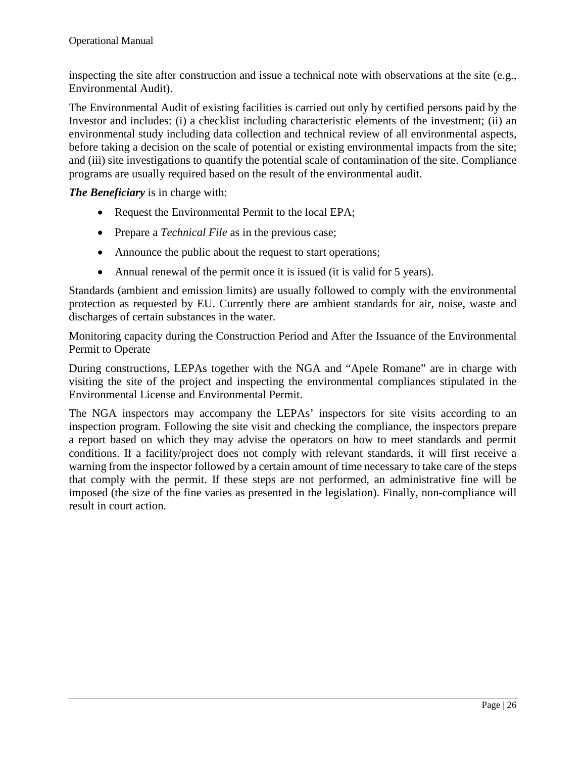inspecting the site after construction and issue a technical note with observations at the site (e.g., Environmental Audit).

The Environmental Audit of existing facilities is carried out only by certified persons paid by the Investor and includes: (i) a checklist including characteristic elements of the investment; (ii) an environmental study including data collection and technical review of all environmental aspects, before taking a decision on the scale of potential or existing environmental impacts from the site; and (iii) site investigations to quantify the potential scale of contamination of the site. Compliance programs are usually required based on the result of the environmental audit.

***The Beneficiary*** is in charge with:

- Request the Environmental Permit to the local EPA;
- Prepare a *Technical File* as in the previous case;
- Announce the public about the request to start operations;
- Annual renewal of the permit once it is issued (it is valid for 5 years).

Standards (ambient and emission limits) are usually followed to comply with the environmental protection as requested by EU. Currently there are ambient standards for air, noise, waste and discharges of certain substances in the water.

Monitoring capacity during the Construction Period and After the Issuance of the Environmental Permit to Operate

During constructions, LEPAs together with the NGA and "Apele Romane" are in charge with visiting the site of the project and inspecting the environmental compliances stipulated in the Environmental License and Environmental Permit.

The NGA inspectors may accompany the LEPAs' inspectors for site visits according to an inspection program. Following the site visit and checking the compliance, the inspectors prepare a report based on which they may advise the operators on how to meet standards and permit conditions. If a facility/project does not comply with relevant standards, it will first receive a warning from the inspector followed by a certain amount of time necessary to take care of the steps that comply with the permit. If these steps are not performed, an administrative fine will be imposed (the size of the fine varies as presented in the legislation). Finally, non-compliance will result in court action.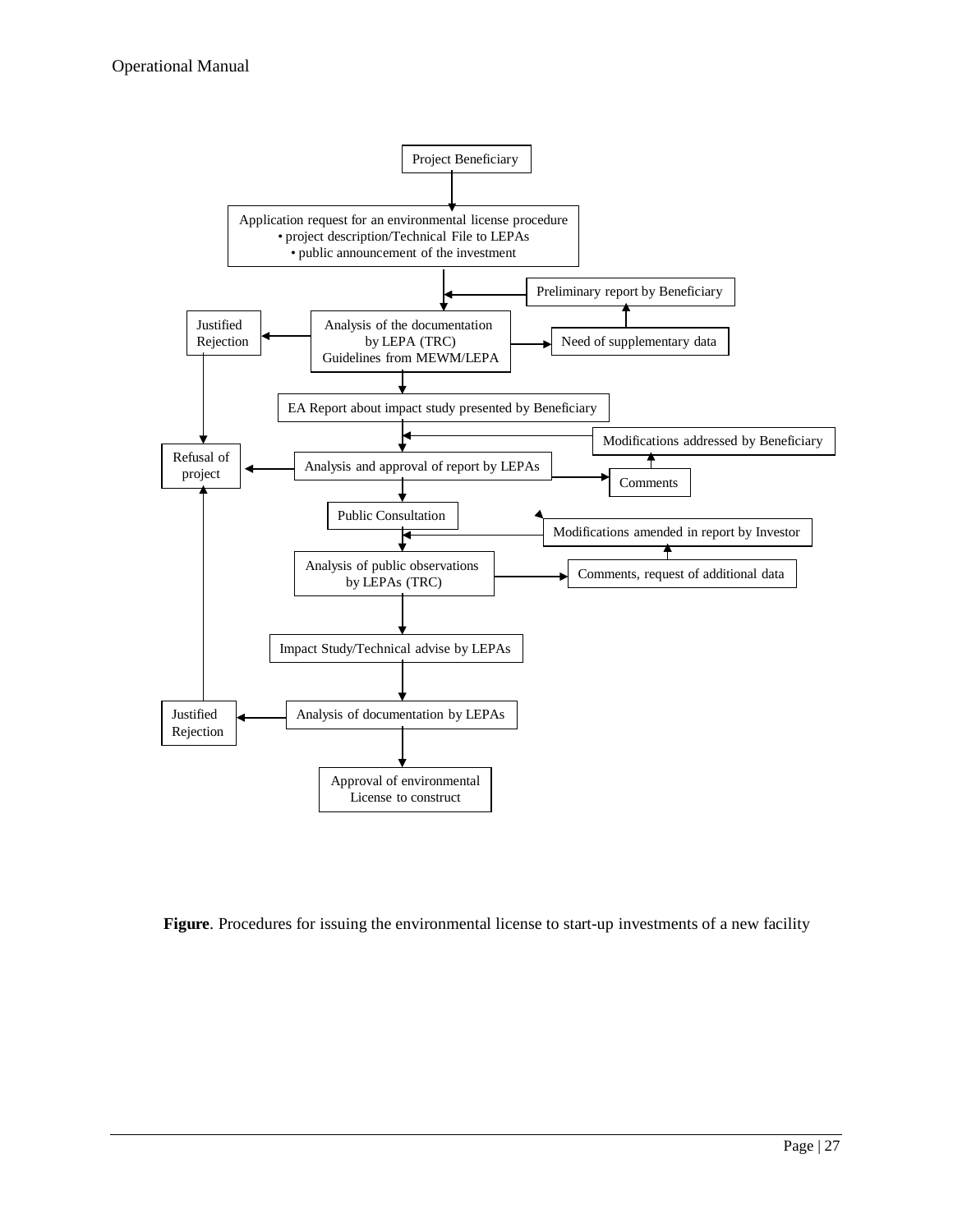Project Beneficiary

Application request for an environmental license procedure
- project description/Technical File to LEPAs
- public announcement of the investment

Preliminary report by Beneficiary

Justified Rejection

Analysis of the documentation by LEPA (TRC)
Guidelines from MEWM/LEPA

Need of supplementary data

EA Report about impact study presented by Beneficiary

Modifications addressed by Beneficiary

Refusal of project

Analysis and approval of report by LEPAs

Comments

Public Consultation

Modifications amended in report by Investor

Analysis of public observations by LEPAs (TRC)

Comments, request of additional data

Impact Study/Technical advise by LEPAs

Justified Rejection

Analysis of documentation by LEPAs

Approval of environmental License to construct

**Figure**. Procedures for issuing the environmental license to start-up investments of a new facility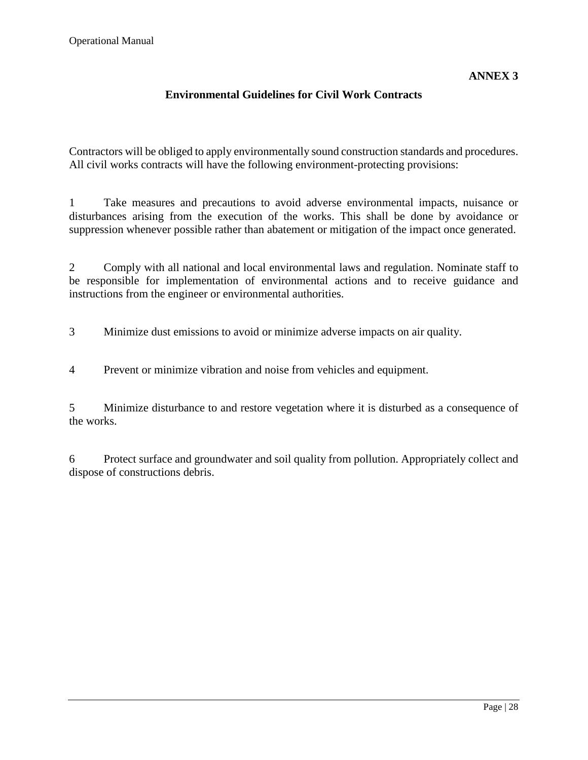**ANNEX 3**

## Environmental Guidelines for Civil Work Contracts

Contractors will be obliged to apply environmentally sound construction standards and procedures. All civil works contracts will have the following environment-protecting provisions:

1 Take measures and precautions to avoid adverse environmental impacts, nuisance or disturbances arising from the execution of the works. This shall be done by avoidance or suppression whenever possible rather than abatement or mitigation of the impact once generated.

2 Comply with all national and local environmental laws and regulation. Nominate staff to be responsible for implementation of environmental actions and to receive guidance and instructions from the engineer or environmental authorities.

3 Minimize dust emissions to avoid or minimize adverse impacts on air quality.

4 Prevent or minimize vibration and noise from vehicles and equipment.

5 Minimize disturbance to and restore vegetation where it is disturbed as a consequence of the works.

6 Protect surface and groundwater and soil quality from pollution. Appropriately collect and dispose of constructions debris.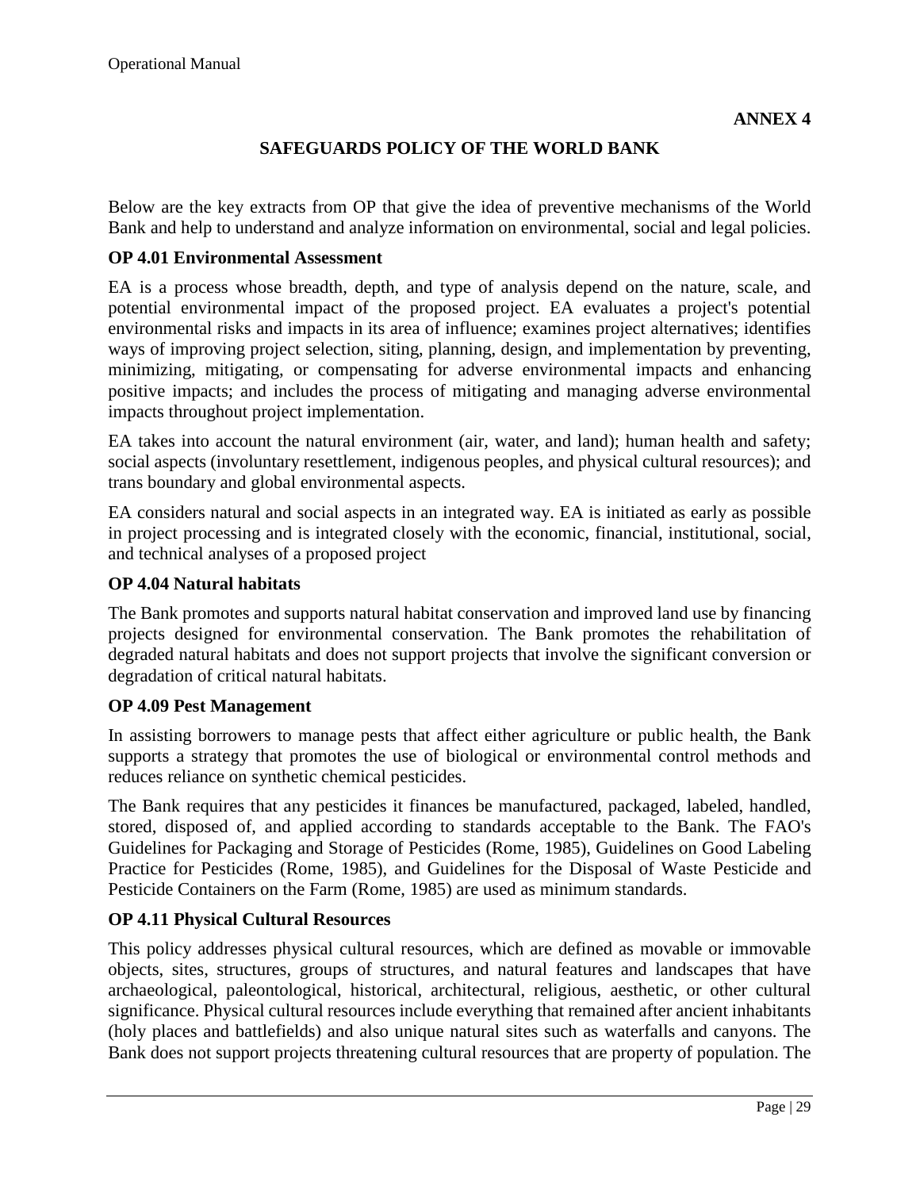**ANNEX 4**

## SAFEGUARDS POLICY OF THE WORLD BANK

Below are the key extracts from OP that give the idea of preventive mechanisms of the World Bank and help to understand and analyze information on environmental, social and legal policies.

### OP 4.01 Environmental Assessment

EA is a process whose breadth, depth, and type of analysis depend on the nature, scale, and potential environmental impact of the proposed project. EA evaluates a project's potential environmental risks and impacts in its area of influence; examines project alternatives; identifies ways of improving project selection, siting, planning, design, and implementation by preventing, minimizing, mitigating, or compensating for adverse environmental impacts and enhancing positive impacts; and includes the process of mitigating and managing adverse environmental impacts throughout project implementation.

EA takes into account the natural environment (air, water, and land); human health and safety; social aspects (involuntary resettlement, indigenous peoples, and physical cultural resources); and trans boundary and global environmental aspects.

EA considers natural and social aspects in an integrated way. EA is initiated as early as possible in project processing and is integrated closely with the economic, financial, institutional, social, and technical analyses of a proposed project

### OP 4.04 Natural habitats

The Bank promotes and supports natural habitat conservation and improved land use by financing projects designed for environmental conservation. The Bank promotes the rehabilitation of degraded natural habitats and does not support projects that involve the significant conversion or degradation of critical natural habitats.

### OP 4.09 Pest Management

In assisting borrowers to manage pests that affect either agriculture or public health, the Bank supports a strategy that promotes the use of biological or environmental control methods and reduces reliance on synthetic chemical pesticides.

The Bank requires that any pesticides it finances be manufactured, packaged, labeled, handled, stored, disposed of, and applied according to standards acceptable to the Bank. The FAO's Guidelines for Packaging and Storage of Pesticides (Rome, 1985), Guidelines on Good Labeling Practice for Pesticides (Rome, 1985), and Guidelines for the Disposal of Waste Pesticide and Pesticide Containers on the Farm (Rome, 1985) are used as minimum standards.

### OP 4.11 Physical Cultural Resources

This policy addresses physical cultural resources, which are defined as movable or immovable objects, sites, structures, groups of structures, and natural features and landscapes that have archaeological, paleontological, historical, architectural, religious, aesthetic, or other cultural significance. Physical cultural resources include everything that remained after ancient inhabitants (holy places and battlefields) and also unique natural sites such as waterfalls and canyons. The Bank does not support projects threatening cultural resources that are property of population. The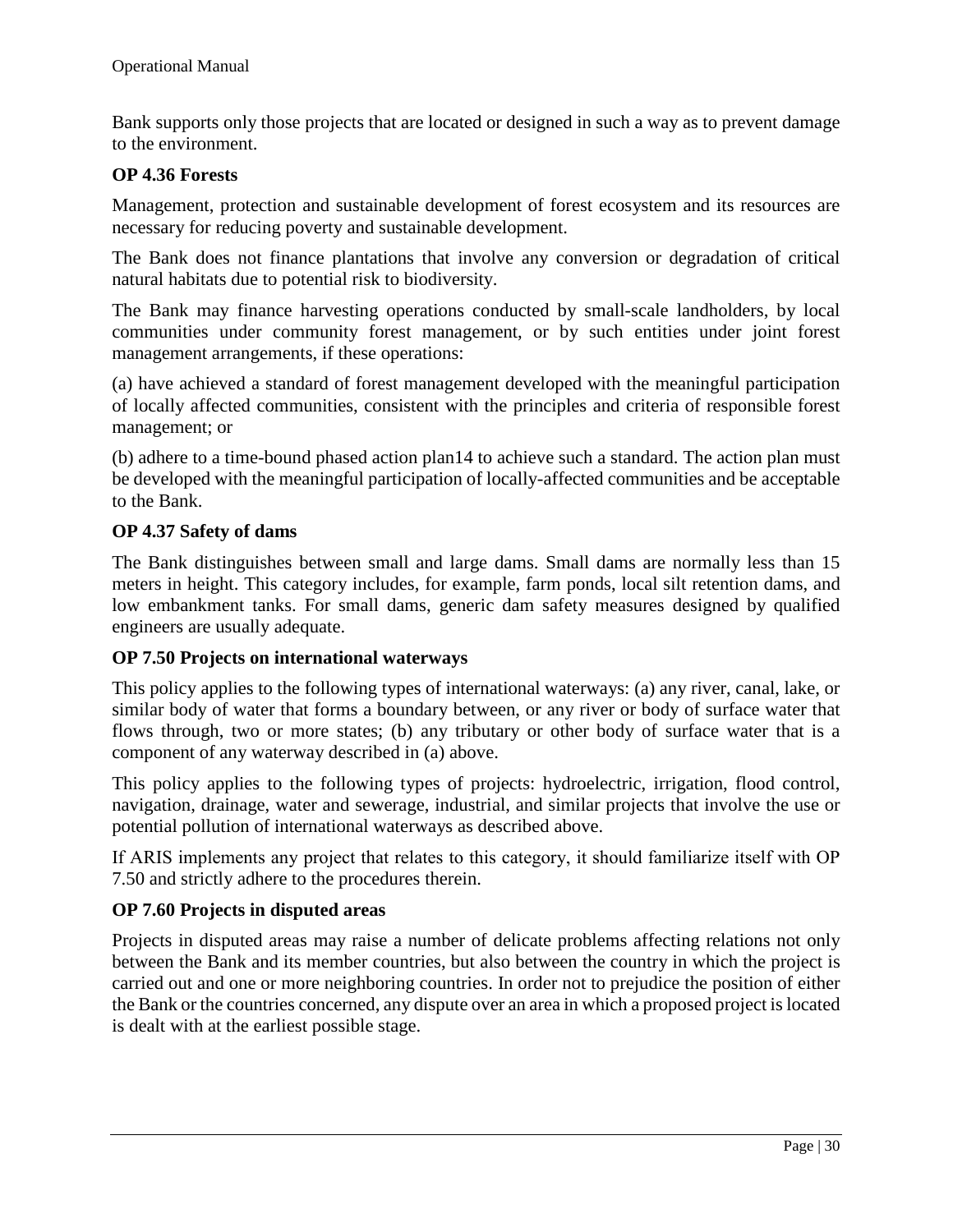Bank supports only those projects that are located or designed in such a way as to prevent damage to the environment.

**OP 4.36 Forests**

Management, protection and sustainable development of forest ecosystem and its resources are necessary for reducing poverty and sustainable development.

The Bank does not finance plantations that involve any conversion or degradation of critical natural habitats due to potential risk to biodiversity.

The Bank may finance harvesting operations conducted by small-scale landholders, by local communities under community forest management, or by such entities under joint forest management arrangements, if these operations:

(a) have achieved a standard of forest management developed with the meaningful participation of locally affected communities, consistent with the principles and criteria of responsible forest management; or

(b) adhere to a time-bound phased action plan14 to achieve such a standard. The action plan must be developed with the meaningful participation of locally-affected communities and be acceptable to the Bank.

**OP 4.37 Safety of dams**

The Bank distinguishes between small and large dams. Small dams are normally less than 15 meters in height. This category includes, for example, farm ponds, local silt retention dams, and low embankment tanks. For small dams, generic dam safety measures designed by qualified engineers are usually adequate.

**OP 7.50 Projects on international waterways**

This policy applies to the following types of international waterways: (a) any river, canal, lake, or similar body of water that forms a boundary between, or any river or body of surface water that flows through, two or more states; (b) any tributary or other body of surface water that is a component of any waterway described in (a) above.

This policy applies to the following types of projects: hydroelectric, irrigation, flood control, navigation, drainage, water and sewerage, industrial, and similar projects that involve the use or potential pollution of international waterways as described above.

If ARIS implements any project that relates to this category, it should familiarize itself with OP 7.50 and strictly adhere to the procedures therein.

**OP 7.60 Projects in disputed areas**

Projects in disputed areas may raise a number of delicate problems affecting relations not only between the Bank and its member countries, but also between the country in which the project is carried out and one or more neighboring countries. In order not to prejudice the position of either the Bank or the countries concerned, any dispute over an area in which a proposed project is located is dealt with at the earliest possible stage.